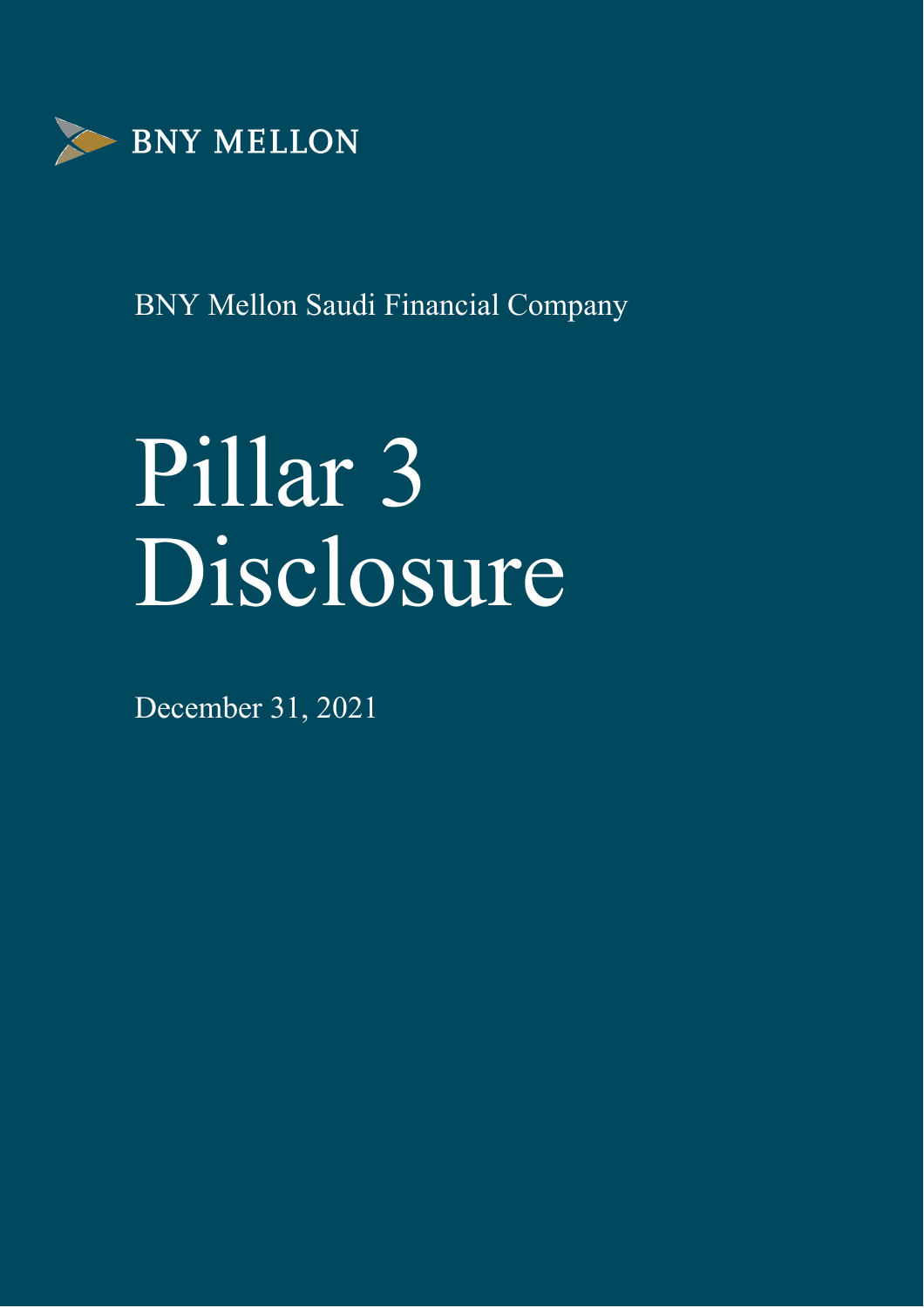BNY MELLON

BNY Mellon Saudi Financial Company

# Pillar 3 Disclosure

December 31, 2021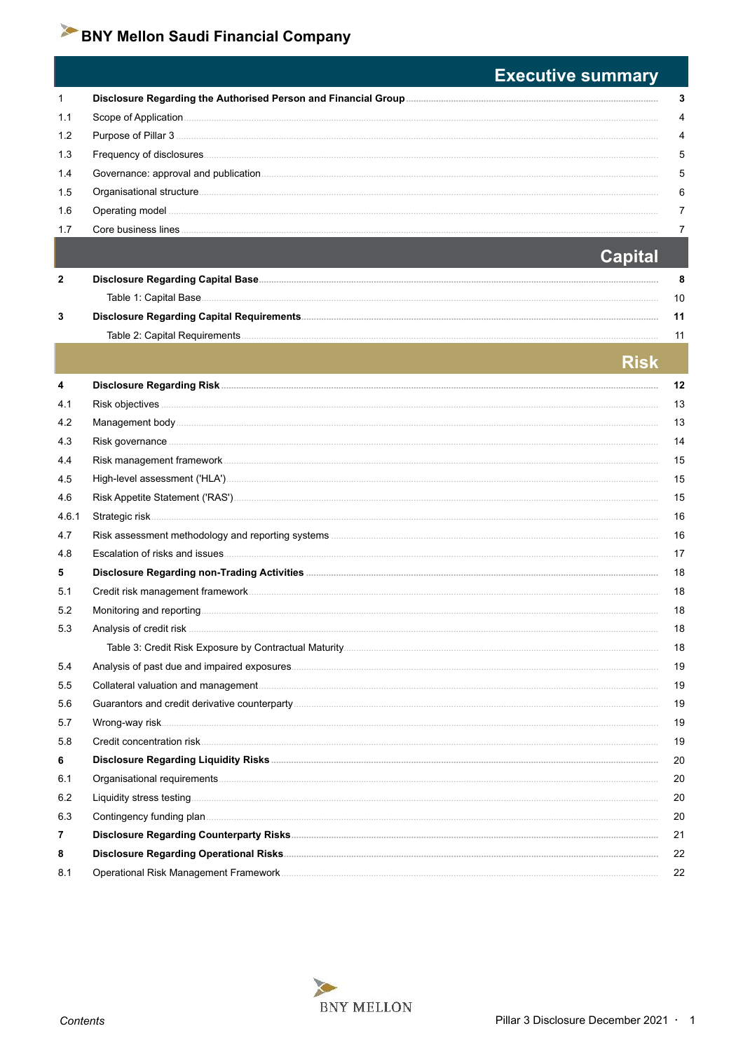# BNY Mellon Saudi Financial Company

## Executive summary

| | | |
|---|---|---|
| **1** | **Disclosure Regarding the Authorised Person and Financial Group** | **3** |
| 1.1 | Scope of Application | 4 |
| 1.2 | Purpose of Pillar 3 | 4 |
| 1.3 | Frequency of disclosures | 5 |
| 1.4 | Governance: approval and publication | 5 |
| 1.5 | Organisational structure | 6 |
| 1.6 | Operating model | 7 |
| 1.7 | Core business lines | 7 |

## Capital

| | | |
|---|---|---|
| **2** | **Disclosure Regarding Capital Base** | **8** |
| | Table 1: Capital Base | 10 |
| **3** | **Disclosure Regarding Capital Requirements** | **11** |
| | Table 2: Capital Requirements | 11 |

## Risk

| | | |
|---|---|---|
| **4** | **Disclosure Regarding Risk** | **12** |
| 4.1 | Risk objectives | 13 |
| 4.2 | Management body | 13 |
| 4.3 | Risk governance | 14 |
| 4.4 | Risk management framework | 15 |
| 4.5 | High-level assessment ('HLA') | 15 |
| 4.6 | Risk Appetite Statement ('RAS') | 15 |
| 4.6.1 | Strategic risk | 16 |
| 4.7 | Risk assessment methodology and reporting systems | 16 |
| 4.8 | Escalation of risks and issues | 17 |
| **5** | **Disclosure Regarding non-Trading Activities** | 18 |
| 5.1 | Credit risk management framework | 18 |
| 5.2 | Monitoring and reporting | 18 |
| 5.3 | Analysis of credit risk | 18 |
| | Table 3: Credit Risk Exposure by Contractual Maturity | 18 |
| 5.4 | Analysis of past due and impaired exposures | 19 |
| 5.5 | Collateral valuation and management | 19 |
| 5.6 | Guarantors and credit derivative counterparty | 19 |
| 5.7 | Wrong-way risk | 19 |
| 5.8 | Credit concentration risk | 19 |
| **6** | **Disclosure Regarding Liquidity Risks** | 20 |
| 6.1 | Organisational requirements | 20 |
| 6.2 | Liquidity stress testing | 20 |
| 6.3 | Contingency funding plan | 20 |
| **7** | **Disclosure Regarding Counterparty Risks** | 21 |
| **8** | **Disclosure Regarding Operational Risks** | 22 |
| 8.1 | Operational Risk Management Framework | 22 |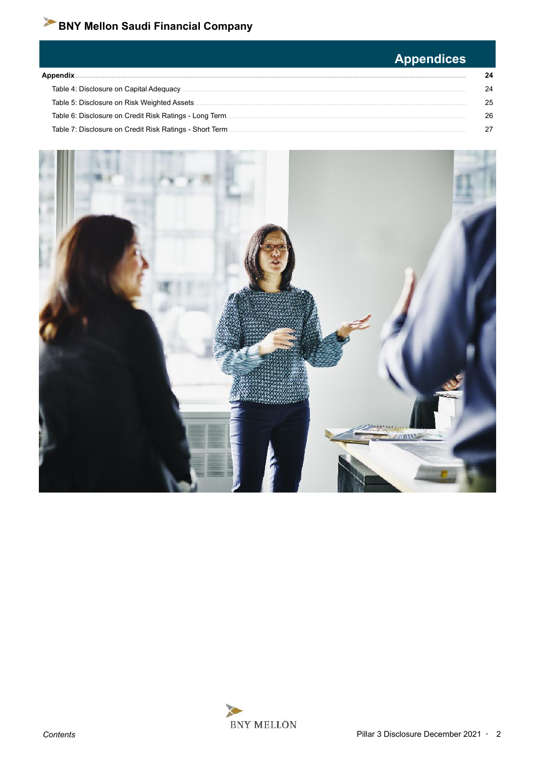# Appendices

| | |
|---|---|
| **Appendix** | **24** |
| Table 4: Disclosure on Capital Adequacy | 24 |
| Table 5: Disclosure on Risk Weighted Assets | 25 |
| Table 6: Disclosure on Credit Risk Ratings - Long Term | 26 |
| Table 7: Disclosure on Credit Risk Ratings - Short Term | 27 |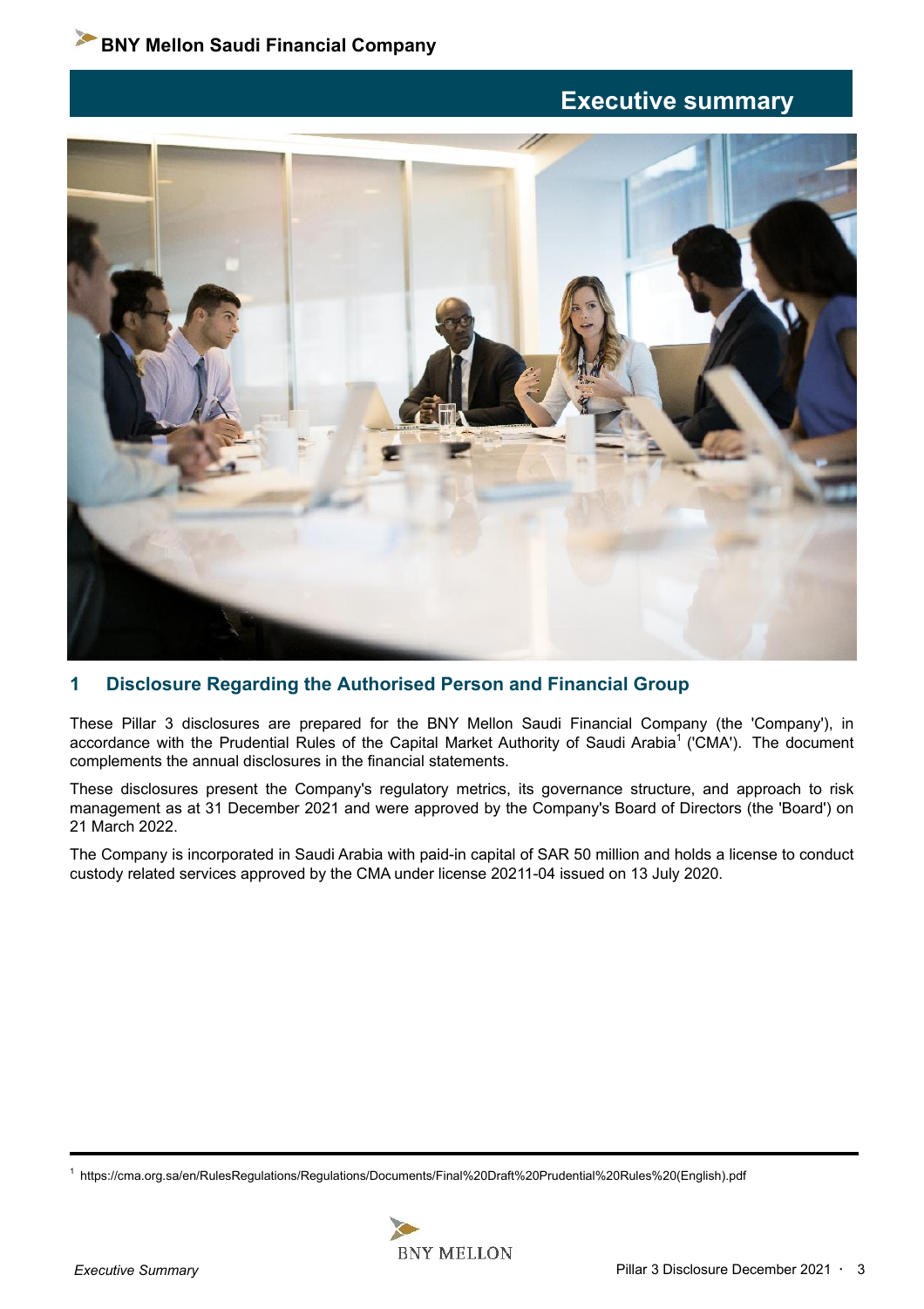# Executive summary

## 1 Disclosure Regarding the Authorised Person and Financial Group

These Pillar 3 disclosures are prepared for the BNY Mellon Saudi Financial Company (the 'Company'), in accordance with the Prudential Rules of the Capital Market Authority of Saudi Arabia[1] ('CMA'). The document complements the annual disclosures in the financial statements.

These disclosures present the Company's regulatory metrics, its governance structure, and approach to risk management as at 31 December 2021 and were approved by the Company's Board of Directors (the 'Board') on 21 March 2022.

The Company is incorporated in Saudi Arabia with paid-in capital of SAR 50 million and holds a license to conduct custody related services approved by the CMA under license 20211-04 issued on 13 July 2020.

[1] https://cma.org.sa/en/RulesRegulations/Regulations/Documents/Final%20Draft%20Prudential%20Rules%20(English).pdf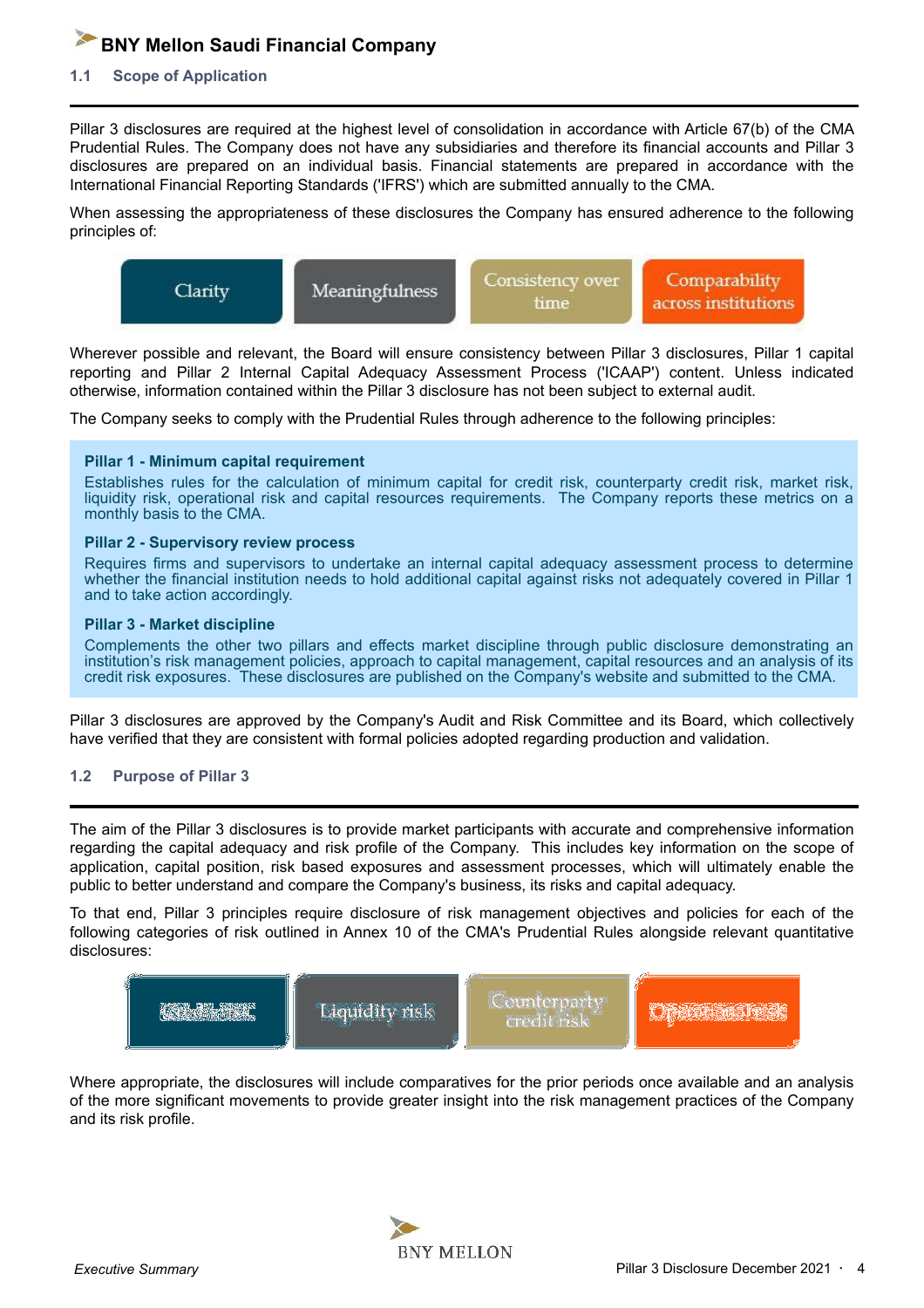# BNY Mellon Saudi Financial Company

## 1.1 Scope of Application

Pillar 3 disclosures are required at the highest level of consolidation in accordance with Article 67(b) of the CMA Prudential Rules. The Company does not have any subsidiaries and therefore its financial accounts and Pillar 3 disclosures are prepared on an individual basis. Financial statements are prepared in accordance with the International Financial Reporting Standards ('IFRS') which are submitted annually to the CMA.

When assessing the appropriateness of these disclosures the Company has ensured adherence to the following principles of:

- Clarity
- Meaningfulness
- Consistency over time
- Comparability across institutions

Wherever possible and relevant, the Board will ensure consistency between Pillar 3 disclosures, Pillar 1 capital reporting and Pillar 2 Internal Capital Adequacy Assessment Process ('ICAAP') content. Unless indicated otherwise, information contained within the Pillar 3 disclosure has not been subject to external audit.

The Company seeks to comply with the Prudential Rules through adherence to the following principles:

**Pillar 1 - Minimum capital requirement**

Establishes rules for the calculation of minimum capital for credit risk, counterparty credit risk, market risk, liquidity risk, operational risk and capital resources requirements. The Company reports these metrics on a monthly basis to the CMA.

**Pillar 2 - Supervisory review process**

Requires firms and supervisors to undertake an internal capital adequacy assessment process to determine whether the financial institution needs to hold additional capital against risks not adequately covered in Pillar 1 and to take action accordingly.

**Pillar 3 - Market discipline**

Complements the other two pillars and effects market discipline through public disclosure demonstrating an institution's risk management policies, approach to capital management, capital resources and an analysis of its credit risk exposures. These disclosures are published on the Company's website and submitted to the CMA.

Pillar 3 disclosures are approved by the Company's Audit and Risk Committee and its Board, which collectively have verified that they are consistent with formal policies adopted regarding production and validation.

## 1.2 Purpose of Pillar 3

The aim of the Pillar 3 disclosures is to provide market participants with accurate and comprehensive information regarding the capital adequacy and risk profile of the Company. This includes key information on the scope of application, capital position, risk based exposures and assessment processes, which will ultimately enable the public to better understand and compare the Company's business, its risks and capital adequacy.

To that end, Pillar 3 principles require disclosure of risk management objectives and policies for each of the following categories of risk outlined in Annex 10 of the CMA's Prudential Rules alongside relevant quantitative disclosures:

- Credit risk
- Liquidity risk
- Counterparty credit risk
- Operational risk

Where appropriate, the disclosures will include comparatives for the prior periods once available and an analysis of the more significant movements to provide greater insight into the risk management practices of the Company and its risk profile.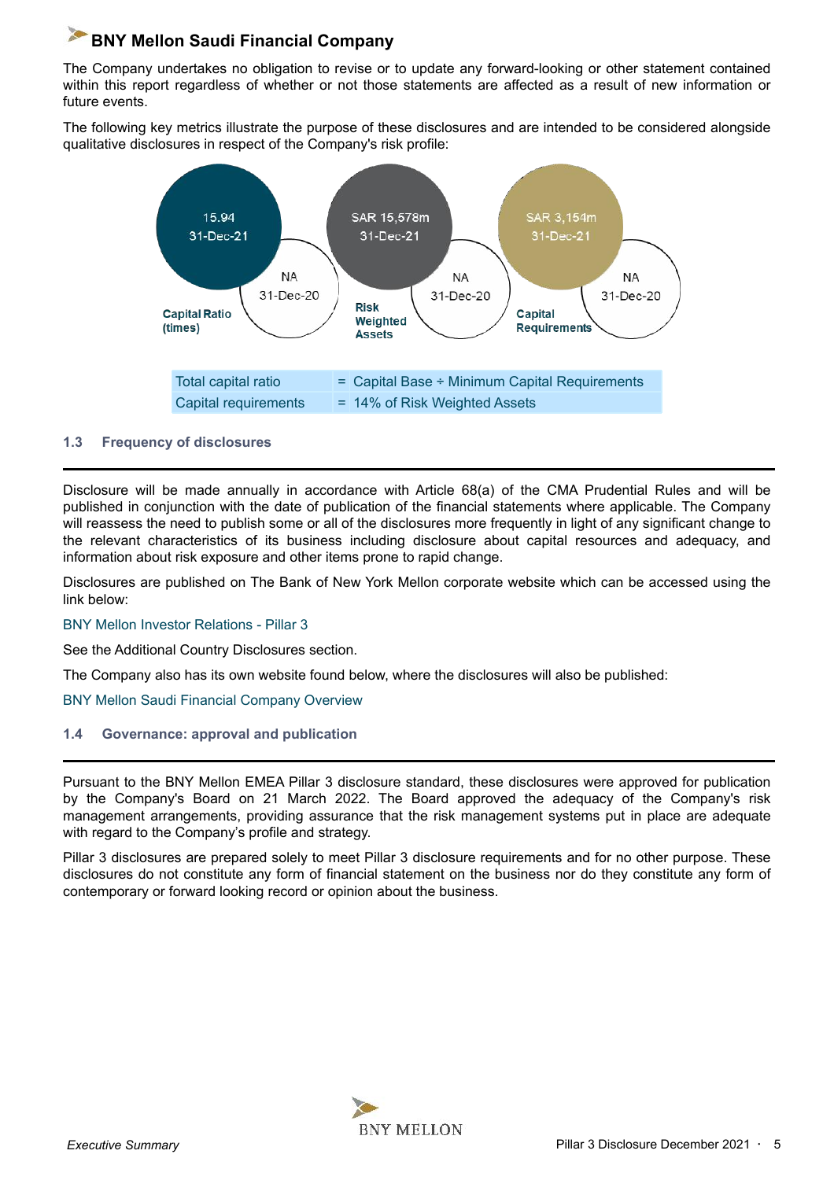# BNY Mellon Saudi Financial Company

The Company undertakes no obligation to revise or to update any forward-looking or other statement contained within this report regardless of whether or not those statements are affected as a result of new information or future events.

The following key metrics illustrate the purpose of these disclosures and are intended to be considered alongside qualitative disclosures in respect of the Company's risk profile:

| Metric | 31-Dec-21 | 31-Dec-20 |
|---|---|---|
| Capital Ratio (times) | 15.94 | NA |
| Risk Weighted Assets | SAR 15,578m | NA |
| Capital Requirements | SAR 3,154m | NA |

| Total capital ratio | = Capital Base ÷ Minimum Capital Requirements |
|---|---|
| Capital requirements | = 14% of Risk Weighted Assets |

### 1.3 Frequency of disclosures

Disclosure will be made annually in accordance with Article 68(a) of the CMA Prudential Rules and will be published in conjunction with the date of publication of the financial statements where applicable. The Company will reassess the need to publish some or all of the disclosures more frequently in light of any significant change to the relevant characteristics of its business including disclosure about capital resources and adequacy, and information about risk exposure and other items prone to rapid change.

Disclosures are published on The Bank of New York Mellon corporate website which can be accessed using the link below:

BNY Mellon Investor Relations - Pillar 3

See the Additional Country Disclosures section.

The Company also has its own website found below, where the disclosures will also be published:

BNY Mellon Saudi Financial Company Overview

### 1.4 Governance: approval and publication

Pursuant to the BNY Mellon EMEA Pillar 3 disclosure standard, these disclosures were approved for publication by the Company's Board on 21 March 2022. The Board approved the adequacy of the Company's risk management arrangements, providing assurance that the risk management systems put in place are adequate with regard to the Company's profile and strategy.

Pillar 3 disclosures are prepared solely to meet Pillar 3 disclosure requirements and for no other purpose. These disclosures do not constitute any form of financial statement on the business nor do they constitute any form of contemporary or forward looking record or opinion about the business.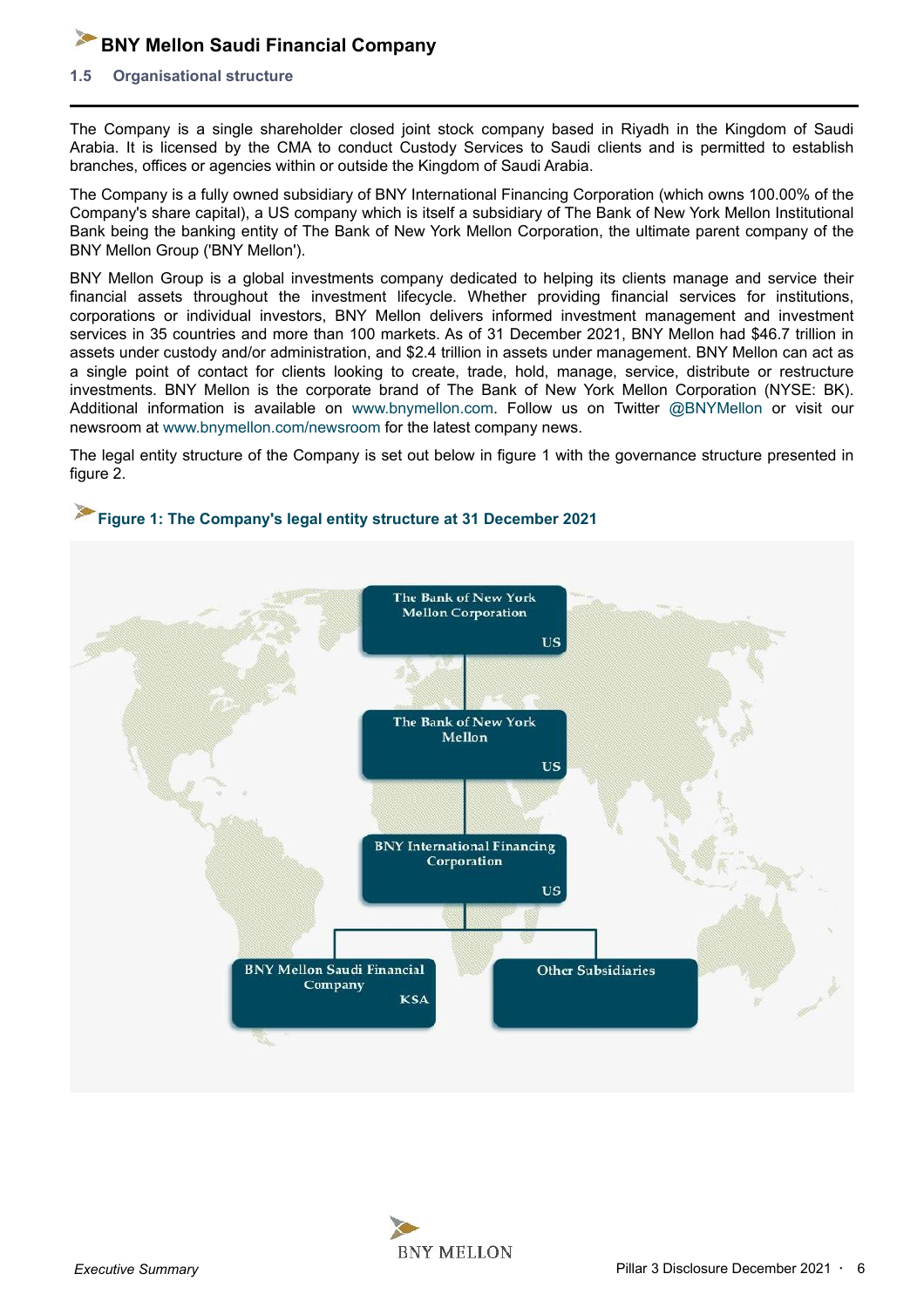## 1.5 Organisational structure

The Company is a single shareholder closed joint stock company based in Riyadh in the Kingdom of Saudi Arabia. It is licensed by the CMA to conduct Custody Services to Saudi clients and is permitted to establish branches, offices or agencies within or outside the Kingdom of Saudi Arabia.

The Company is a fully owned subsidiary of BNY International Financing Corporation (which owns 100.00% of the Company's share capital), a US company which is itself a subsidiary of The Bank of New York Mellon Institutional Bank being the banking entity of The Bank of New York Mellon Corporation, the ultimate parent company of the BNY Mellon Group ('BNY Mellon').

BNY Mellon Group is a global investments company dedicated to helping its clients manage and service their financial assets throughout the investment lifecycle. Whether providing financial services for institutions, corporations or individual investors, BNY Mellon delivers informed investment management and investment services in 35 countries and more than 100 markets. As of 31 December 2021, BNY Mellon had $46.7 trillion in assets under custody and/or administration, and $2.4 trillion in assets under management. BNY Mellon can act as a single point of contact for clients looking to create, trade, hold, manage, service, distribute or restructure investments. BNY Mellon is the corporate brand of The Bank of New York Mellon Corporation (NYSE: BK). Additional information is available on www.bnymellon.com. Follow us on Twitter @BNYMellon or visit our newsroom at www.bnymellon.com/newsroom for the latest company news.

The legal entity structure of the Company is set out below in figure 1 with the governance structure presented in figure 2.

### Figure 1: The Company's legal entity structure at 31 December 2021

- The Bank of New York Mellon Corporation (US)
  - The Bank of New York Mellon (US)
    - BNY International Financing Corporation (US)
      - BNY Mellon Saudi Financial Company (KSA)
      - Other Subsidiaries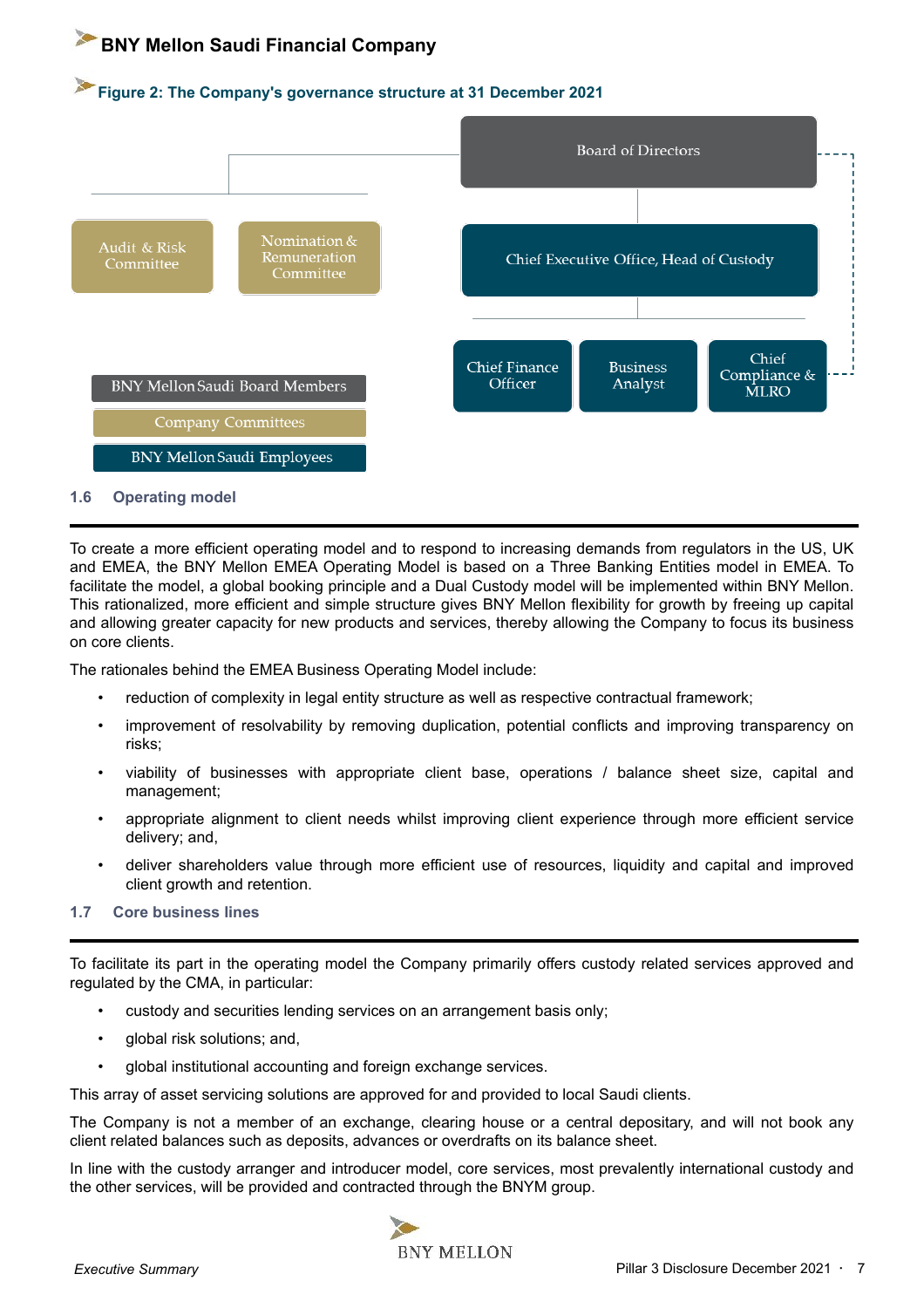## Figure 2: The Company's governance structure at 31 December 2021

Board of Directors

Audit & Risk Committee

Nomination & Remuneration Committee

Chief Executive Office, Head of Custody

Chief Finance Officer

Business Analyst

Chief Compliance & MLRO

BNY Mellon Saudi Board Members

Company Committees

BNY Mellon Saudi Employees

### 1.6 Operating model

To create a more efficient operating model and to respond to increasing demands from regulators in the US, UK and EMEA, the BNY Mellon EMEA Operating Model is based on a Three Banking Entities model in EMEA. To facilitate the model, a global booking principle and a Dual Custody model will be implemented within BNY Mellon. This rationalized, more efficient and simple structure gives BNY Mellon flexibility for growth by freeing up capital and allowing greater capacity for new products and services, thereby allowing the Company to focus its business on core clients.

The rationales behind the EMEA Business Operating Model include:

- reduction of complexity in legal entity structure as well as respective contractual framework;
- improvement of resolvability by removing duplication, potential conflicts and improving transparency on risks;
- viability of businesses with appropriate client base, operations / balance sheet size, capital and management;
- appropriate alignment to client needs whilst improving client experience through more efficient service delivery; and,
- deliver shareholders value through more efficient use of resources, liquidity and capital and improved client growth and retention.

### 1.7 Core business lines

To facilitate its part in the operating model the Company primarily offers custody related services approved and regulated by the CMA, in particular:

- custody and securities lending services on an arrangement basis only;
- global risk solutions; and,
- global institutional accounting and foreign exchange services.

This array of asset servicing solutions are approved for and provided to local Saudi clients.

The Company is not a member of an exchange, clearing house or a central depositary, and will not book any client related balances such as deposits, advances or overdrafts on its balance sheet.

In line with the custody arranger and introducer model, core services, most prevalently international custody and the other services, will be provided and contracted through the BNYM group.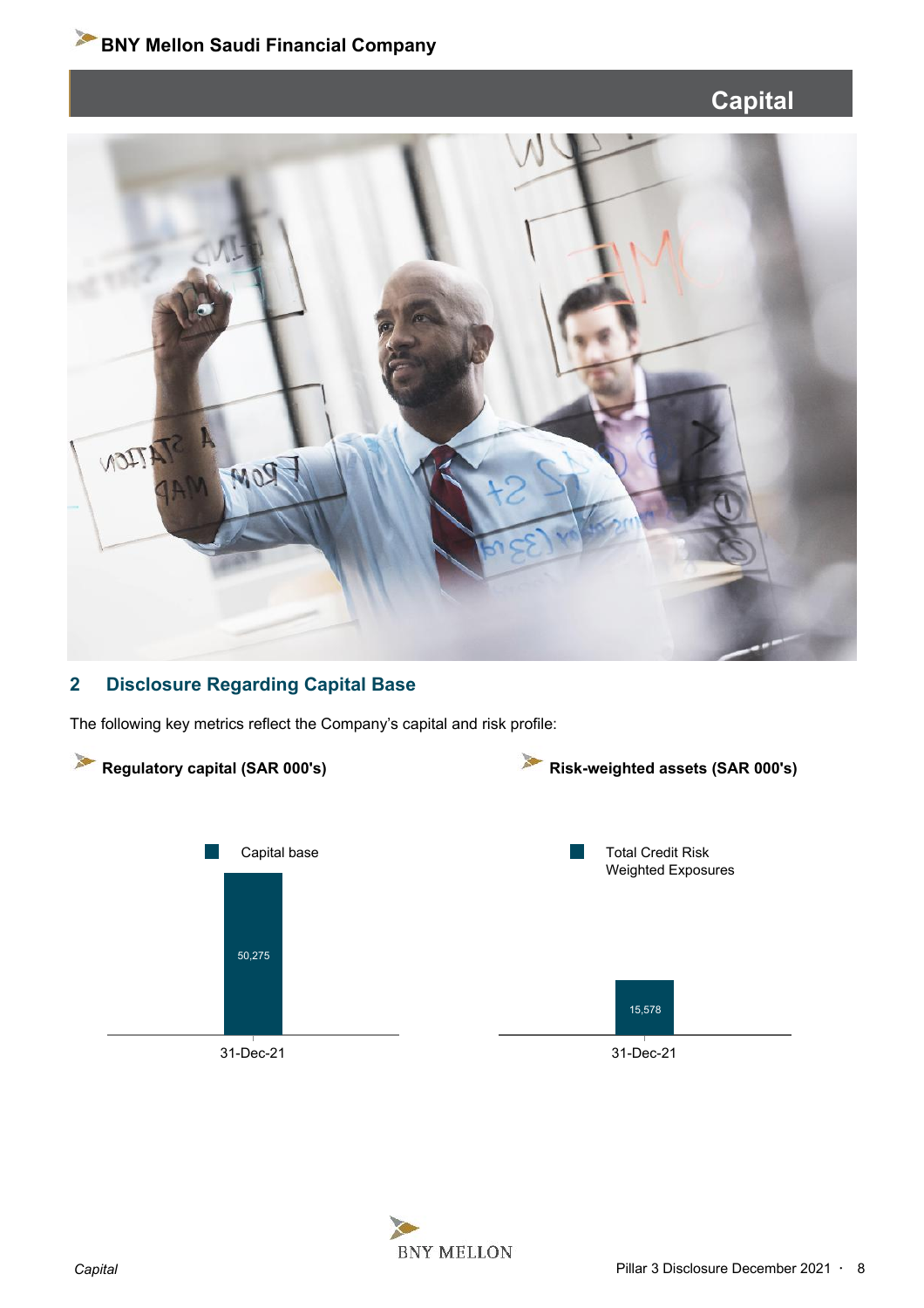# Capital

## 2 Disclosure Regarding Capital Base

The following key metrics reflect the Company's capital and risk profile:

**Regulatory capital (SAR 000's)**

| | Capital base |
|---|---|
| 31-Dec-21 | 50,275 |

**Risk-weighted assets (SAR 000's)**

| | Total Credit Risk Weighted Exposures |
|---|---|
| 31-Dec-21 | 15,578 |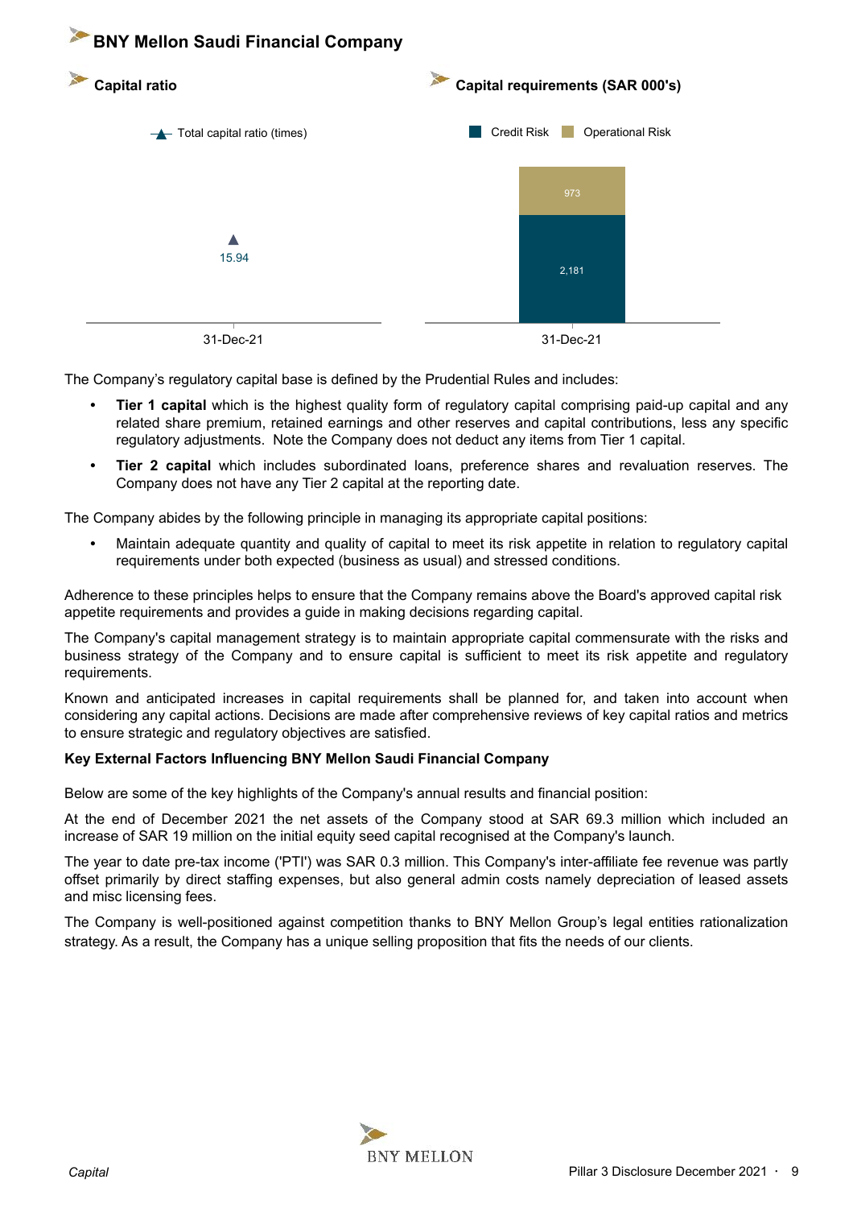# BNY Mellon Saudi Financial Company

## Capital ratio

Total capital ratio (times)

| | 31-Dec-21 |
|---|---|
| Total capital ratio (times) | 15.94 |

## Capital requirements (SAR 000's)

| | 31-Dec-21 |
|---|---|
| Credit Risk | 2,181 |
| Operational Risk | 973 |

The Company's regulatory capital base is defined by the Prudential Rules and includes:

- **Tier 1 capital** which is the highest quality form of regulatory capital comprising paid-up capital and any related share premium, retained earnings and other reserves and capital contributions, less any specific regulatory adjustments. Note the Company does not deduct any items from Tier 1 capital.
- **Tier 2 capital** which includes subordinated loans, preference shares and revaluation reserves. The Company does not have any Tier 2 capital at the reporting date.

The Company abides by the following principle in managing its appropriate capital positions:

- Maintain adequate quantity and quality of capital to meet its risk appetite in relation to regulatory capital requirements under both expected (business as usual) and stressed conditions.

Adherence to these principles helps to ensure that the Company remains above the Board's approved capital risk appetite requirements and provides a guide in making decisions regarding capital.

The Company's capital management strategy is to maintain appropriate capital commensurate with the risks and business strategy of the Company and to ensure capital is sufficient to meet its risk appetite and regulatory requirements.

Known and anticipated increases in capital requirements shall be planned for, and taken into account when considering any capital actions. Decisions are made after comprehensive reviews of key capital ratios and metrics to ensure strategic and regulatory objectives are satisfied.

**Key External Factors Influencing BNY Mellon Saudi Financial Company**

Below are some of the key highlights of the Company's annual results and financial position:

At the end of December 2021 the net assets of the Company stood at SAR 69.3 million which included an increase of SAR 19 million on the initial equity seed capital recognised at the Company's launch.

The year to date pre-tax income ('PTI') was SAR 0.3 million. This Company's inter-affiliate fee revenue was partly offset primarily by direct staffing expenses, but also general admin costs namely depreciation of leased assets and misc licensing fees.

The Company is well-positioned against competition thanks to BNY Mellon Group's legal entities rationalization strategy. As a result, the Company has a unique selling proposition that fits the needs of our clients.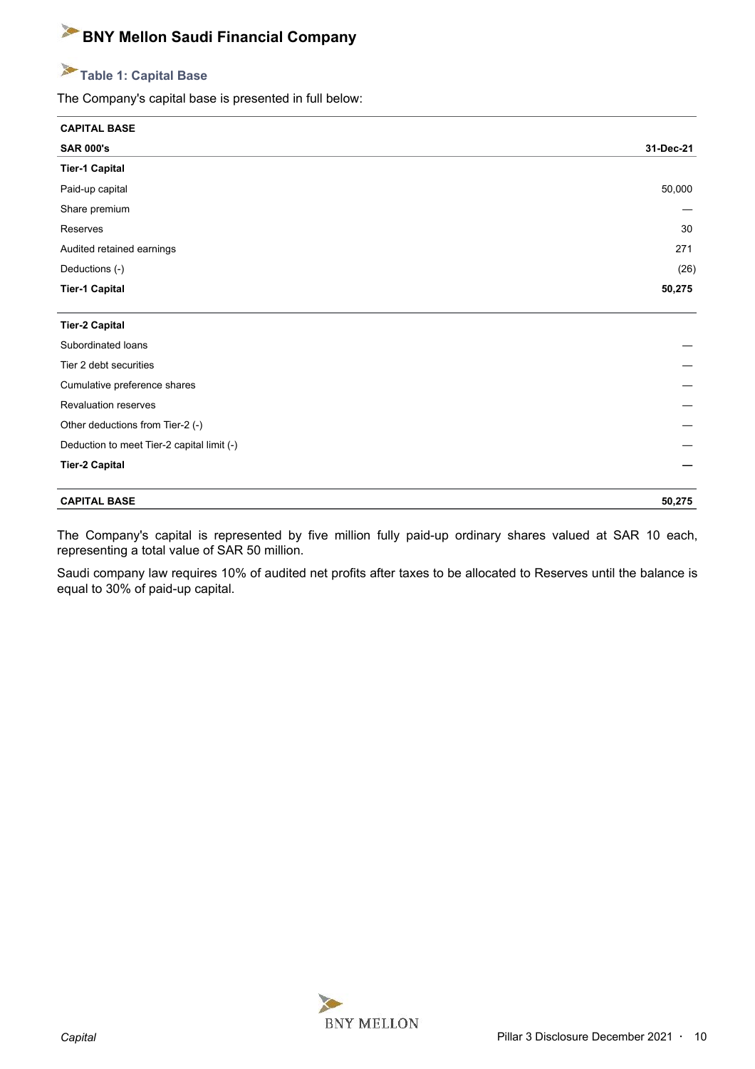# BNY Mellon Saudi Financial Company

## Table 1: Capital Base

The Company's capital base is presented in full below:

| CAPITAL BASE | |
|---|---|
| **SAR 000's** | **31-Dec-21** |
| **Tier-1 Capital** | |
| Paid-up capital | 50,000 |
| Share premium | — |
| Reserves | 30 |
| Audited retained earnings | 271 |
| Deductions (-) | (26) |
| **Tier-1 Capital** | **50,275** |
| **Tier-2 Capital** | |
| Subordinated loans | — |
| Tier 2 debt securities | — |
| Cumulative preference shares | — |
| Revaluation reserves | — |
| Other deductions from Tier-2 (-) | — |
| Deduction to meet Tier-2 capital limit (-) | — |
| **Tier-2 Capital** | **—** |
| **CAPITAL BASE** | **50,275** |

The Company's capital is represented by five million fully paid-up ordinary shares valued at SAR 10 each, representing a total value of SAR 50 million.

Saudi company law requires 10% of audited net profits after taxes to be allocated to Reserves until the balance is equal to 30% of paid-up capital.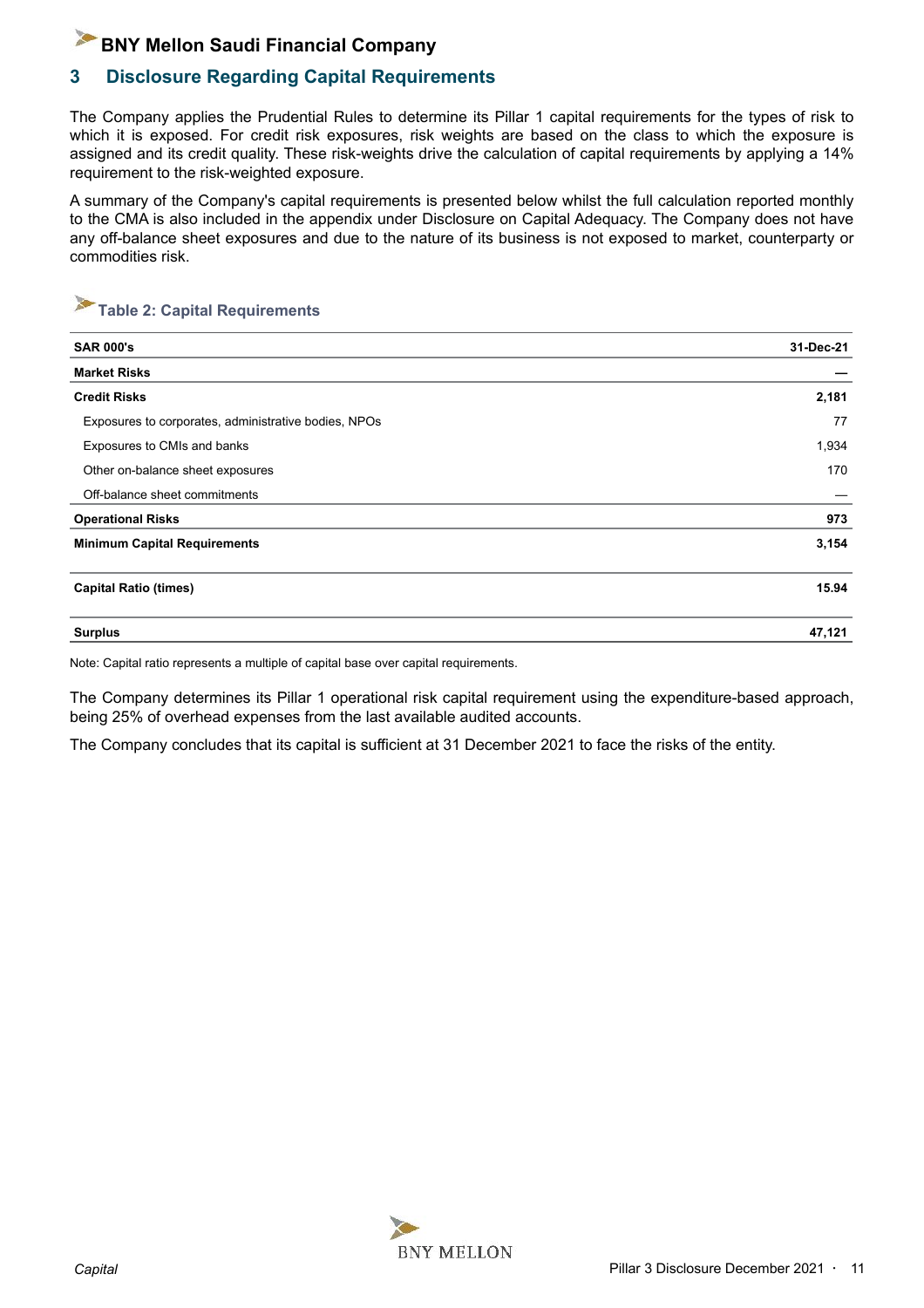## 3 Disclosure Regarding Capital Requirements

The Company applies the Prudential Rules to determine its Pillar 1 capital requirements for the types of risk to which it is exposed. For credit risk exposures, risk weights are based on the class to which the exposure is assigned and its credit quality. These risk-weights drive the calculation of capital requirements by applying a 14% requirement to the risk-weighted exposure.

A summary of the Company's capital requirements is presented below whilst the full calculation reported monthly to the CMA is also included in the appendix under Disclosure on Capital Adequacy. The Company does not have any off-balance sheet exposures and due to the nature of its business is not exposed to market, counterparty or commodities risk.

### Table 2: Capital Requirements

| SAR 000's | 31-Dec-21 |
|---|---|
| **Market Risks** | **—** |
| **Credit Risks** | **2,181** |
| Exposures to corporates, administrative bodies, NPOs | 77 |
| Exposures to CMIs and banks | 1,934 |
| Other on-balance sheet exposures | 170 |
| Off-balance sheet commitments | — |
| **Operational Risks** | **973** |
| **Minimum Capital Requirements** | **3,154** |
| **Capital Ratio (times)** | **15.94** |
| **Surplus** | **47,121** |

Note: Capital ratio represents a multiple of capital base over capital requirements.

The Company determines its Pillar 1 operational risk capital requirement using the expenditure-based approach, being 25% of overhead expenses from the last available audited accounts.

The Company concludes that its capital is sufficient at 31 December 2021 to face the risks of the entity.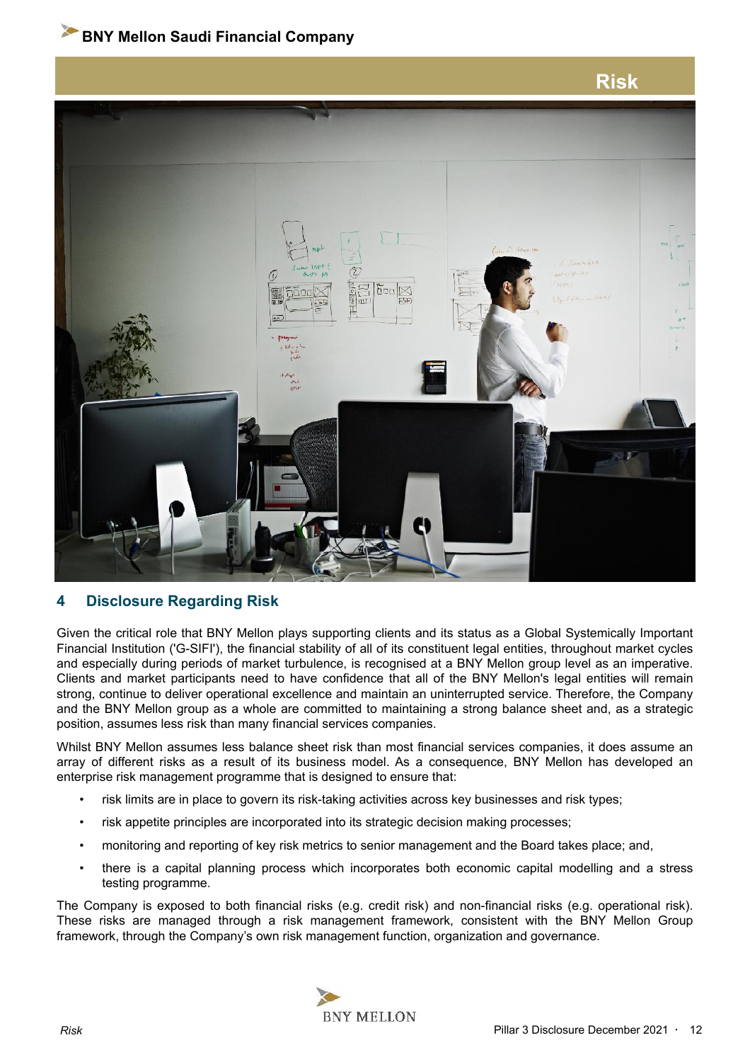# Risk

## 4 Disclosure Regarding Risk

Given the critical role that BNY Mellon plays supporting clients and its status as a Global Systemically Important Financial Institution ('G-SIFI'), the financial stability of all of its constituent legal entities, throughout market cycles and especially during periods of market turbulence, is recognised at a BNY Mellon group level as an imperative. Clients and market participants need to have confidence that all of the BNY Mellon's legal entities will remain strong, continue to deliver operational excellence and maintain an uninterrupted service. Therefore, the Company and the BNY Mellon group as a whole are committed to maintaining a strong balance sheet and, as a strategic position, assumes less risk than many financial services companies.

Whilst BNY Mellon assumes less balance sheet risk than most financial services companies, it does assume an array of different risks as a result of its business model. As a consequence, BNY Mellon has developed an enterprise risk management programme that is designed to ensure that:

- risk limits are in place to govern its risk-taking activities across key businesses and risk types;
- risk appetite principles are incorporated into its strategic decision making processes;
- monitoring and reporting of key risk metrics to senior management and the Board takes place; and,
- there is a capital planning process which incorporates both economic capital modelling and a stress testing programme.

The Company is exposed to both financial risks (e.g. credit risk) and non-financial risks (e.g. operational risk). These risks are managed through a risk management framework, consistent with the BNY Mellon Group framework, through the Company's own risk management function, organization and governance.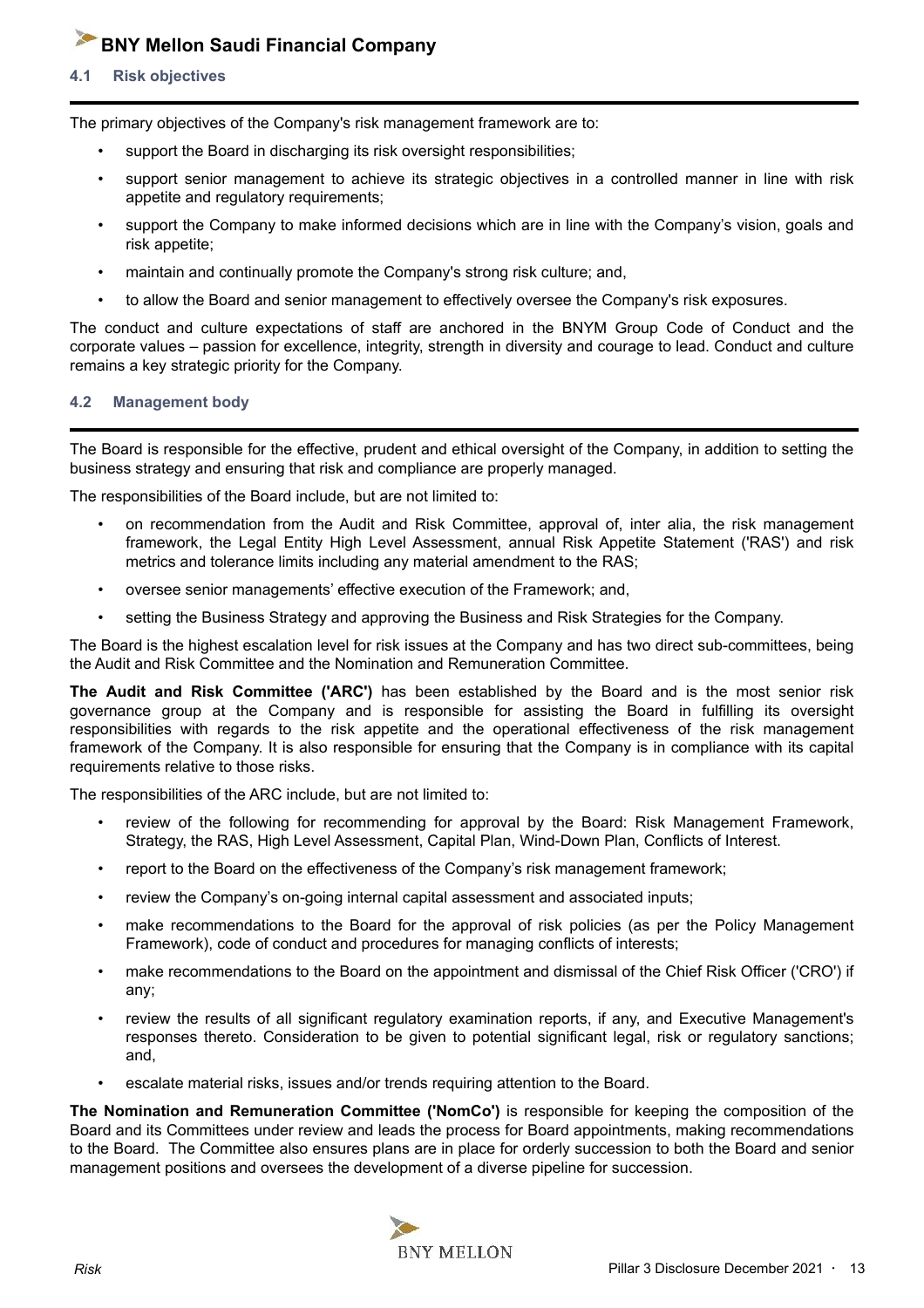### 4.1 Risk objectives

The primary objectives of the Company's risk management framework are to:

- support the Board in discharging its risk oversight responsibilities;
- support senior management to achieve its strategic objectives in a controlled manner in line with risk appetite and regulatory requirements;
- support the Company to make informed decisions which are in line with the Company's vision, goals and risk appetite;
- maintain and continually promote the Company's strong risk culture; and,
- to allow the Board and senior management to effectively oversee the Company's risk exposures.

The conduct and culture expectations of staff are anchored in the BNYM Group Code of Conduct and the corporate values – passion for excellence, integrity, strength in diversity and courage to lead. Conduct and culture remains a key strategic priority for the Company.

### 4.2 Management body

The Board is responsible for the effective, prudent and ethical oversight of the Company, in addition to setting the business strategy and ensuring that risk and compliance are properly managed.

The responsibilities of the Board include, but are not limited to:

- on recommendation from the Audit and Risk Committee, approval of, inter alia, the risk management framework, the Legal Entity High Level Assessment, annual Risk Appetite Statement ('RAS') and risk metrics and tolerance limits including any material amendment to the RAS;
- oversee senior managements' effective execution of the Framework; and,
- setting the Business Strategy and approving the Business and Risk Strategies for the Company.

The Board is the highest escalation level for risk issues at the Company and has two direct sub-committees, being the Audit and Risk Committee and the Nomination and Remuneration Committee.

**The Audit and Risk Committee ('ARC')** has been established by the Board and is the most senior risk governance group at the Company and is responsible for assisting the Board in fulfilling its oversight responsibilities with regards to the risk appetite and the operational effectiveness of the risk management framework of the Company. It is also responsible for ensuring that the Company is in compliance with its capital requirements relative to those risks.

The responsibilities of the ARC include, but are not limited to:

- review of the following for recommending for approval by the Board: Risk Management Framework, Strategy, the RAS, High Level Assessment, Capital Plan, Wind-Down Plan, Conflicts of Interest.
- report to the Board on the effectiveness of the Company's risk management framework;
- review the Company's on-going internal capital assessment and associated inputs;
- make recommendations to the Board for the approval of risk policies (as per the Policy Management Framework), code of conduct and procedures for managing conflicts of interests;
- make recommendations to the Board on the appointment and dismissal of the Chief Risk Officer ('CRO') if any;
- review the results of all significant regulatory examination reports, if any, and Executive Management's responses thereto. Consideration to be given to potential significant legal, risk or regulatory sanctions; and,
- escalate material risks, issues and/or trends requiring attention to the Board.

**The Nomination and Remuneration Committee ('NomCo')** is responsible for keeping the composition of the Board and its Committees under review and leads the process for Board appointments, making recommendations to the Board. The Committee also ensures plans are in place for orderly succession to both the Board and senior management positions and oversees the development of a diverse pipeline for succession.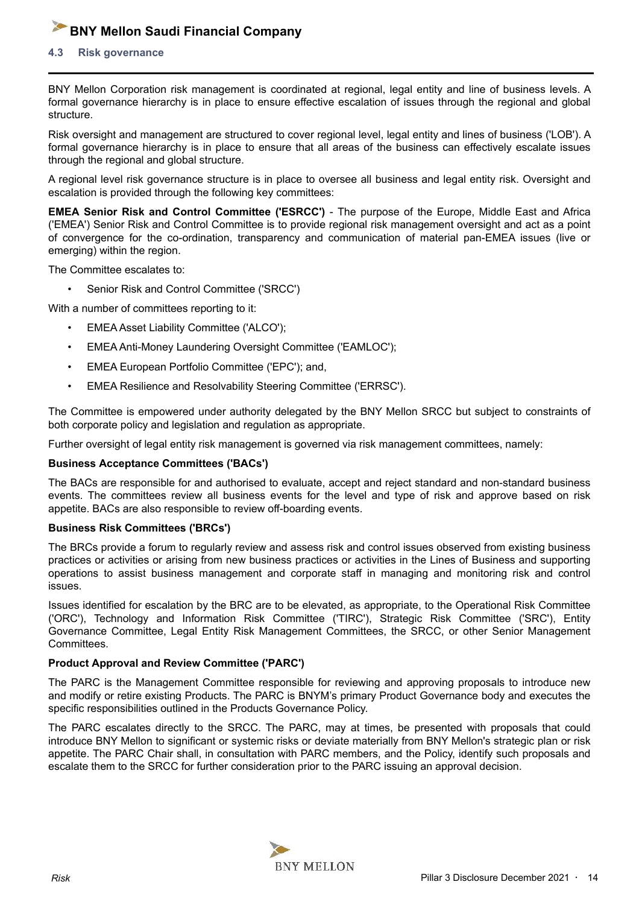### 4.3 Risk governance

BNY Mellon Corporation risk management is coordinated at regional, legal entity and line of business levels. A formal governance hierarchy is in place to ensure effective escalation of issues through the regional and global structure.

Risk oversight and management are structured to cover regional level, legal entity and lines of business ('LOB'). A formal governance hierarchy is in place to ensure that all areas of the business can effectively escalate issues through the regional and global structure.

A regional level risk governance structure is in place to oversee all business and legal entity risk. Oversight and escalation is provided through the following key committees:

**EMEA Senior Risk and Control Committee ('ESRCC')** - The purpose of the Europe, Middle East and Africa ('EMEA') Senior Risk and Control Committee is to provide regional risk management oversight and act as a point of convergence for the co-ordination, transparency and communication of material pan-EMEA issues (live or emerging) within the region.

The Committee escalates to:

- Senior Risk and Control Committee ('SRCC')

With a number of committees reporting to it:

- EMEA Asset Liability Committee ('ALCO');
- EMEA Anti-Money Laundering Oversight Committee ('EAMLOC');
- EMEA European Portfolio Committee ('EPC'); and,
- EMEA Resilience and Resolvability Steering Committee ('ERRSC').

The Committee is empowered under authority delegated by the BNY Mellon SRCC but subject to constraints of both corporate policy and legislation and regulation as appropriate.

Further oversight of legal entity risk management is governed via risk management committees, namely:

**Business Acceptance Committees ('BACs')**

The BACs are responsible for and authorised to evaluate, accept and reject standard and non-standard business events. The committees review all business events for the level and type of risk and approve based on risk appetite. BACs are also responsible to review off-boarding events.

**Business Risk Committees ('BRCs')**

The BRCs provide a forum to regularly review and assess risk and control issues observed from existing business practices or activities or arising from new business practices or activities in the Lines of Business and supporting operations to assist business management and corporate staff in managing and monitoring risk and control issues.

Issues identified for escalation by the BRC are to be elevated, as appropriate, to the Operational Risk Committee ('ORC'), Technology and Information Risk Committee ('TIRC'), Strategic Risk Committee ('SRC'), Entity Governance Committee, Legal Entity Risk Management Committees, the SRCC, or other Senior Management Committees.

**Product Approval and Review Committee ('PARC')**

The PARC is the Management Committee responsible for reviewing and approving proposals to introduce new and modify or retire existing Products. The PARC is BNYM's primary Product Governance body and executes the specific responsibilities outlined in the Products Governance Policy.

The PARC escalates directly to the SRCC. The PARC, may at times, be presented with proposals that could introduce BNY Mellon to significant or systemic risks or deviate materially from BNY Mellon's strategic plan or risk appetite. The PARC Chair shall, in consultation with PARC members, and the Policy, identify such proposals and escalate them to the SRCC for further consideration prior to the PARC issuing an approval decision.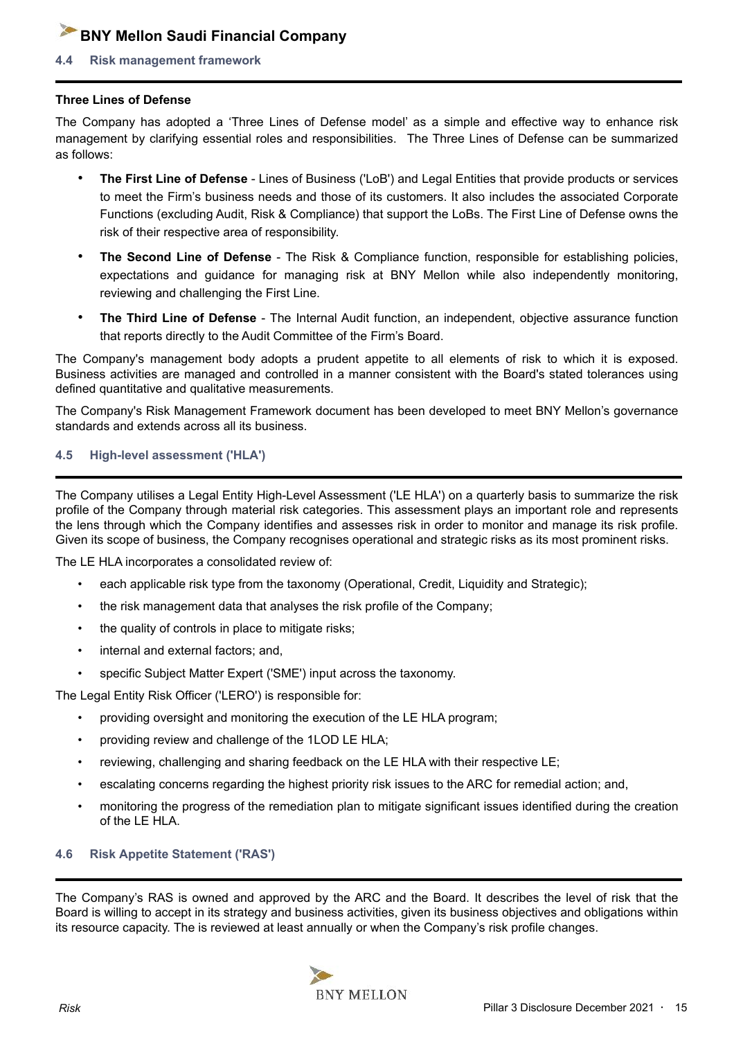## 4.4 Risk management framework

**Three Lines of Defense**

The Company has adopted a 'Three Lines of Defense model' as a simple and effective way to enhance risk management by clarifying essential roles and responsibilities. The Three Lines of Defense can be summarized as follows:

- **The First Line of Defense** - Lines of Business ('LoB') and Legal Entities that provide products or services to meet the Firm's business needs and those of its customers. It also includes the associated Corporate Functions (excluding Audit, Risk & Compliance) that support the LoBs. The First Line of Defense owns the risk of their respective area of responsibility.
- **The Second Line of Defense** - The Risk & Compliance function, responsible for establishing policies, expectations and guidance for managing risk at BNY Mellon while also independently monitoring, reviewing and challenging the First Line.
- **The Third Line of Defense** - The Internal Audit function, an independent, objective assurance function that reports directly to the Audit Committee of the Firm's Board.

The Company's management body adopts a prudent appetite to all elements of risk to which it is exposed. Business activities are managed and controlled in a manner consistent with the Board's stated tolerances using defined quantitative and qualitative measurements.

The Company's Risk Management Framework document has been developed to meet BNY Mellon's governance standards and extends across all its business.

## 4.5 High-level assessment ('HLA')

The Company utilises a Legal Entity High-Level Assessment ('LE HLA') on a quarterly basis to summarize the risk profile of the Company through material risk categories. This assessment plays an important role and represents the lens through which the Company identifies and assesses risk in order to monitor and manage its risk profile. Given its scope of business, the Company recognises operational and strategic risks as its most prominent risks.

The LE HLA incorporates a consolidated review of:

- each applicable risk type from the taxonomy (Operational, Credit, Liquidity and Strategic);
- the risk management data that analyses the risk profile of the Company;
- the quality of controls in place to mitigate risks;
- internal and external factors; and,
- specific Subject Matter Expert ('SME') input across the taxonomy.

The Legal Entity Risk Officer ('LERO') is responsible for:

- providing oversight and monitoring the execution of the LE HLA program;
- providing review and challenge of the 1LOD LE HLA;
- reviewing, challenging and sharing feedback on the LE HLA with their respective LE;
- escalating concerns regarding the highest priority risk issues to the ARC for remedial action; and,
- monitoring the progress of the remediation plan to mitigate significant issues identified during the creation of the LE HLA.

## 4.6 Risk Appetite Statement ('RAS')

The Company's RAS is owned and approved by the ARC and the Board. It describes the level of risk that the Board is willing to accept in its strategy and business activities, given its business objectives and obligations within its resource capacity. The is reviewed at least annually or when the Company's risk profile changes.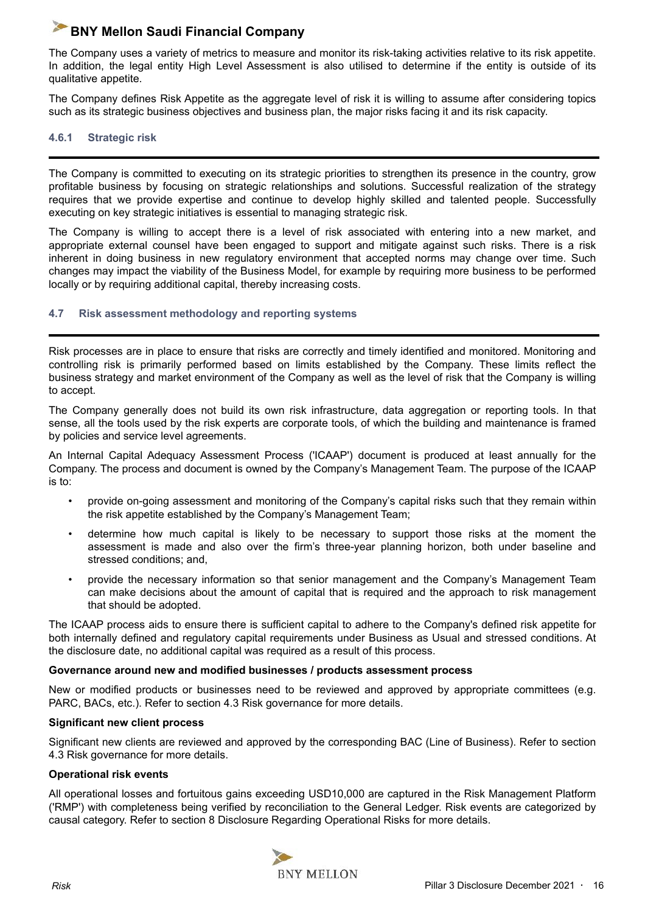The Company uses a variety of metrics to measure and monitor its risk-taking activities relative to its risk appetite. In addition, the legal entity High Level Assessment is also utilised to determine if the entity is outside of its qualitative appetite.

The Company defines Risk Appetite as the aggregate level of risk it is willing to assume after considering topics such as its strategic business objectives and business plan, the major risks facing it and its risk capacity.

### 4.6.1 Strategic risk

The Company is committed to executing on its strategic priorities to strengthen its presence in the country, grow profitable business by focusing on strategic relationships and solutions. Successful realization of the strategy requires that we provide expertise and continue to develop highly skilled and talented people. Successfully executing on key strategic initiatives is essential to managing strategic risk.

The Company is willing to accept there is a level of risk associated with entering into a new market, and appropriate external counsel have been engaged to support and mitigate against such risks. There is a risk inherent in doing business in new regulatory environment that accepted norms may change over time. Such changes may impact the viability of the Business Model, for example by requiring more business to be performed locally or by requiring additional capital, thereby increasing costs.

## 4.7 Risk assessment methodology and reporting systems

Risk processes are in place to ensure that risks are correctly and timely identified and monitored. Monitoring and controlling risk is primarily performed based on limits established by the Company. These limits reflect the business strategy and market environment of the Company as well as the level of risk that the Company is willing to accept.

The Company generally does not build its own risk infrastructure, data aggregation or reporting tools. In that sense, all the tools used by the risk experts are corporate tools, of which the building and maintenance is framed by policies and service level agreements.

An Internal Capital Adequacy Assessment Process ('ICAAP') document is produced at least annually for the Company. The process and document is owned by the Company's Management Team. The purpose of the ICAAP is to:

- provide on-going assessment and monitoring of the Company's capital risks such that they remain within the risk appetite established by the Company's Management Team;
- determine how much capital is likely to be necessary to support those risks at the moment the assessment is made and also over the firm's three-year planning horizon, both under baseline and stressed conditions; and,
- provide the necessary information so that senior management and the Company's Management Team can make decisions about the amount of capital that is required and the approach to risk management that should be adopted.

The ICAAP process aids to ensure there is sufficient capital to adhere to the Company's defined risk appetite for both internally defined and regulatory capital requirements under Business as Usual and stressed conditions. At the disclosure date, no additional capital was required as a result of this process.

**Governance around new and modified businesses / products assessment process**

New or modified products or businesses need to be reviewed and approved by appropriate committees (e.g. PARC, BACs, etc.). Refer to section 4.3 Risk governance for more details.

**Significant new client process**

Significant new clients are reviewed and approved by the corresponding BAC (Line of Business). Refer to section 4.3 Risk governance for more details.

**Operational risk events**

All operational losses and fortuitous gains exceeding USD10,000 are captured in the Risk Management Platform ('RMP') with completeness being verified by reconciliation to the General Ledger. Risk events are categorized by causal category. Refer to section 8 Disclosure Regarding Operational Risks for more details.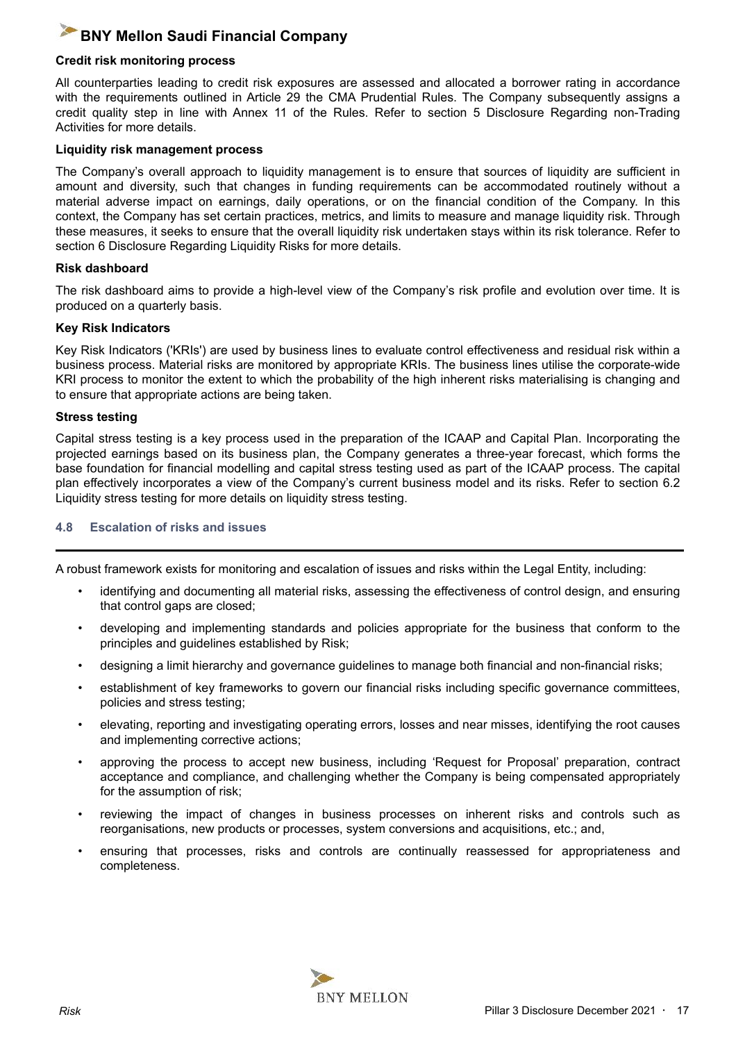**Credit risk monitoring process**

All counterparties leading to credit risk exposures are assessed and allocated a borrower rating in accordance with the requirements outlined in Article 29 the CMA Prudential Rules. The Company subsequently assigns a credit quality step in line with Annex 11 of the Rules. Refer to section 5 Disclosure Regarding non-Trading Activities for more details.

**Liquidity risk management process**

The Company's overall approach to liquidity management is to ensure that sources of liquidity are sufficient in amount and diversity, such that changes in funding requirements can be accommodated routinely without a material adverse impact on earnings, daily operations, or on the financial condition of the Company. In this context, the Company has set certain practices, metrics, and limits to measure and manage liquidity risk. Through these measures, it seeks to ensure that the overall liquidity risk undertaken stays within its risk tolerance. Refer to section 6 Disclosure Regarding Liquidity Risks for more details.

**Risk dashboard**

The risk dashboard aims to provide a high-level view of the Company's risk profile and evolution over time. It is produced on a quarterly basis.

**Key Risk Indicators**

Key Risk Indicators ('KRIs') are used by business lines to evaluate control effectiveness and residual risk within a business process. Material risks are monitored by appropriate KRIs. The business lines utilise the corporate-wide KRI process to monitor the extent to which the probability of the high inherent risks materialising is changing and to ensure that appropriate actions are being taken.

**Stress testing**

Capital stress testing is a key process used in the preparation of the ICAAP and Capital Plan. Incorporating the projected earnings based on its business plan, the Company generates a three-year forecast, which forms the base foundation for financial modelling and capital stress testing used as part of the ICAAP process. The capital plan effectively incorporates a view of the Company's current business model and its risks. Refer to section 6.2 Liquidity stress testing for more details on liquidity stress testing.

### 4.8 Escalation of risks and issues

A robust framework exists for monitoring and escalation of issues and risks within the Legal Entity, including:

- identifying and documenting all material risks, assessing the effectiveness of control design, and ensuring that control gaps are closed;
- developing and implementing standards and policies appropriate for the business that conform to the principles and guidelines established by Risk;
- designing a limit hierarchy and governance guidelines to manage both financial and non-financial risks;
- establishment of key frameworks to govern our financial risks including specific governance committees, policies and stress testing;
- elevating, reporting and investigating operating errors, losses and near misses, identifying the root causes and implementing corrective actions;
- approving the process to accept new business, including 'Request for Proposal' preparation, contract acceptance and compliance, and challenging whether the Company is being compensated appropriately for the assumption of risk;
- reviewing the impact of changes in business processes on inherent risks and controls such as reorganisations, new products or processes, system conversions and acquisitions, etc.; and,
- ensuring that processes, risks and controls are continually reassessed for appropriateness and completeness.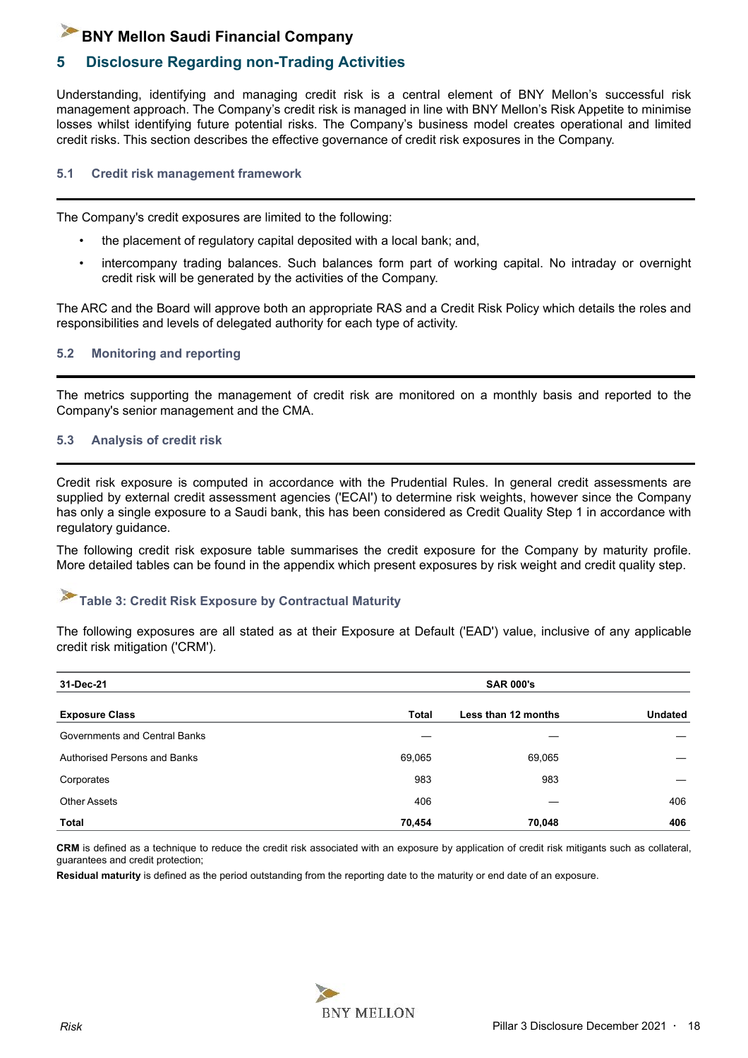# 5 Disclosure Regarding non-Trading Activities

Understanding, identifying and managing credit risk is a central element of BNY Mellon's successful risk management approach. The Company's credit risk is managed in line with BNY Mellon's Risk Appetite to minimise losses whilst identifying future potential risks. The Company's business model creates operational and limited credit risks. This section describes the effective governance of credit risk exposures in the Company.

## 5.1 Credit risk management framework

The Company's credit exposures are limited to the following:

- the placement of regulatory capital deposited with a local bank; and,
- intercompany trading balances. Such balances form part of working capital. No intraday or overnight credit risk will be generated by the activities of the Company.

The ARC and the Board will approve both an appropriate RAS and a Credit Risk Policy which details the roles and responsibilities and levels of delegated authority for each type of activity.

## 5.2 Monitoring and reporting

The metrics supporting the management of credit risk are monitored on a monthly basis and reported to the Company's senior management and the CMA.

## 5.3 Analysis of credit risk

Credit risk exposure is computed in accordance with the Prudential Rules. In general credit assessments are supplied by external credit assessment agencies ('ECAI') to determine risk weights, however since the Company has only a single exposure to a Saudi bank, this has been considered as Credit Quality Step 1 in accordance with regulatory guidance.

The following credit risk exposure table summarises the credit exposure for the Company by maturity profile. More detailed tables can be found in the appendix which present exposures by risk weight and credit quality step.

### Table 3: Credit Risk Exposure by Contractual Maturity

The following exposures are all stated as at their Exposure at Default ('EAD') value, inclusive of any applicable credit risk mitigation ('CRM').

| **31-Dec-21** | | **SAR 000's** | |
|---|---|---|---|
| **Exposure Class** | **Total** | **Less than 12 months** | **Undated** |
| Governments and Central Banks | — | — | — |
| Authorised Persons and Banks | 69,065 | 69,065 | — |
| Corporates | 983 | 983 | — |
| Other Assets | 406 | — | 406 |
| **Total** | **70,454** | **70,048** | **406** |

**CRM** is defined as a technique to reduce the credit risk associated with an exposure by application of credit risk mitigants such as collateral, guarantees and credit protection;

**Residual maturity** is defined as the period outstanding from the reporting date to the maturity or end date of an exposure.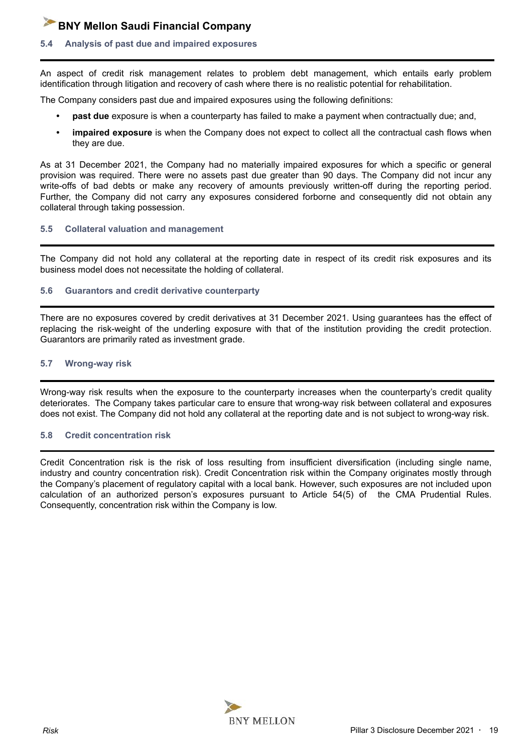### 5.4 Analysis of past due and impaired exposures

An aspect of credit risk management relates to problem debt management, which entails early problem identification through litigation and recovery of cash where there is no realistic potential for rehabilitation.

The Company considers past due and impaired exposures using the following definitions:

- **past due** exposure is when a counterparty has failed to make a payment when contractually due; and,
- **impaired exposure** is when the Company does not expect to collect all the contractual cash flows when they are due.

As at 31 December 2021, the Company had no materially impaired exposures for which a specific or general provision was required. There were no assets past due greater than 90 days. The Company did not incur any write-offs of bad debts or make any recovery of amounts previously written-off during the reporting period. Further, the Company did not carry any exposures considered forborne and consequently did not obtain any collateral through taking possession.

### 5.5 Collateral valuation and management

The Company did not hold any collateral at the reporting date in respect of its credit risk exposures and its business model does not necessitate the holding of collateral.

### 5.6 Guarantors and credit derivative counterparty

There are no exposures covered by credit derivatives at 31 December 2021. Using guarantees has the effect of replacing the risk-weight of the underling exposure with that of the institution providing the credit protection. Guarantors are primarily rated as investment grade.

### 5.7 Wrong-way risk

Wrong-way risk results when the exposure to the counterparty increases when the counterparty's credit quality deteriorates. The Company takes particular care to ensure that wrong-way risk between collateral and exposures does not exist. The Company did not hold any collateral at the reporting date and is not subject to wrong-way risk.

### 5.8 Credit concentration risk

Credit Concentration risk is the risk of loss resulting from insufficient diversification (including single name, industry and country concentration risk). Credit Concentration risk within the Company originates mostly through the Company's placement of regulatory capital with a local bank. However, such exposures are not included upon calculation of an authorized person's exposures pursuant to Article 54(5) of the CMA Prudential Rules. Consequently, concentration risk within the Company is low.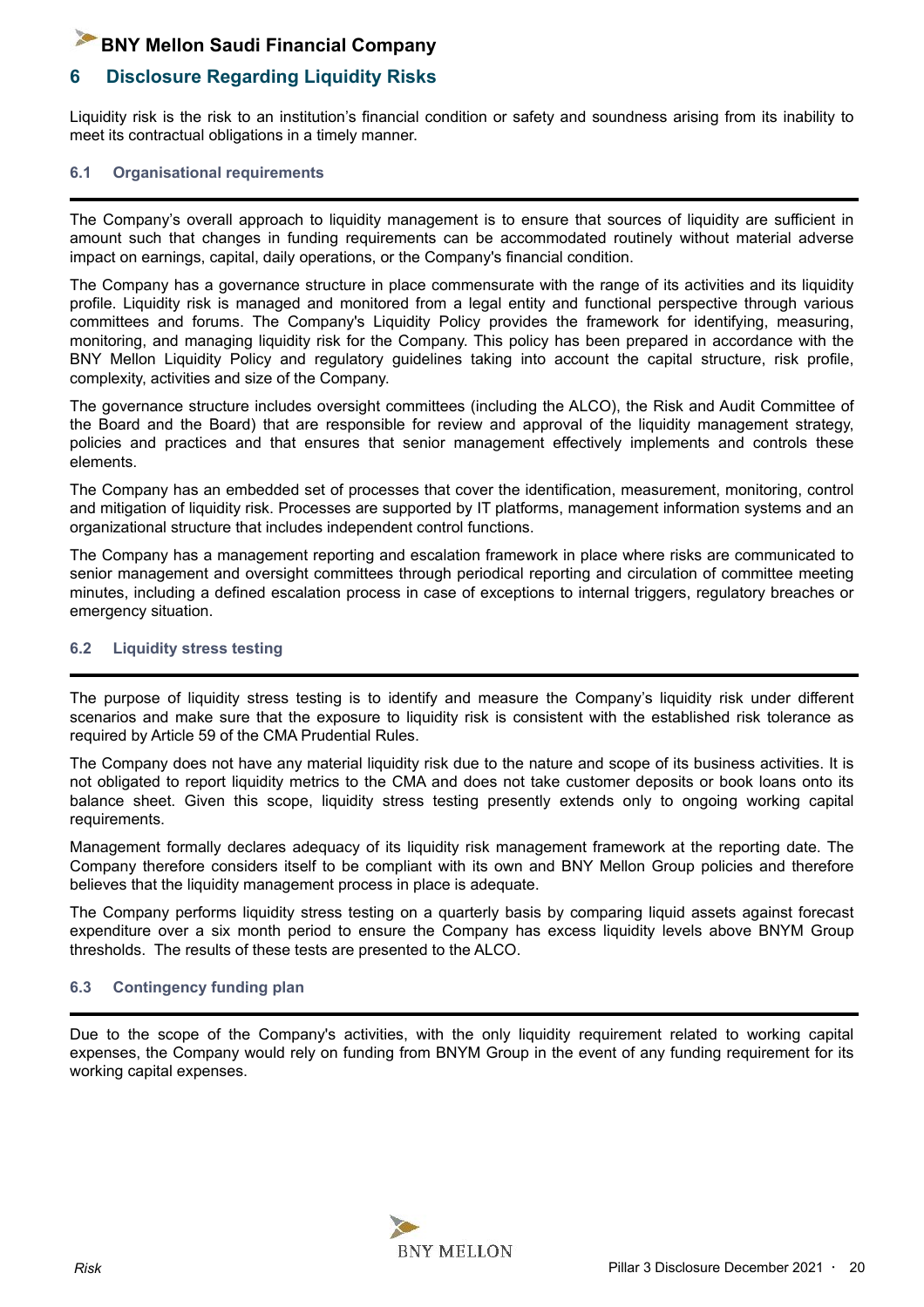## 6 Disclosure Regarding Liquidity Risks

Liquidity risk is the risk to an institution's financial condition or safety and soundness arising from its inability to meet its contractual obligations in a timely manner.

### 6.1 Organisational requirements

The Company's overall approach to liquidity management is to ensure that sources of liquidity are sufficient in amount such that changes in funding requirements can be accommodated routinely without material adverse impact on earnings, capital, daily operations, or the Company's financial condition.

The Company has a governance structure in place commensurate with the range of its activities and its liquidity profile. Liquidity risk is managed and monitored from a legal entity and functional perspective through various committees and forums. The Company's Liquidity Policy provides the framework for identifying, measuring, monitoring, and managing liquidity risk for the Company. This policy has been prepared in accordance with the BNY Mellon Liquidity Policy and regulatory guidelines taking into account the capital structure, risk profile, complexity, activities and size of the Company.

The governance structure includes oversight committees (including the ALCO), the Risk and Audit Committee of the Board and the Board) that are responsible for review and approval of the liquidity management strategy, policies and practices and that ensures that senior management effectively implements and controls these elements.

The Company has an embedded set of processes that cover the identification, measurement, monitoring, control and mitigation of liquidity risk. Processes are supported by IT platforms, management information systems and an organizational structure that includes independent control functions.

The Company has a management reporting and escalation framework in place where risks are communicated to senior management and oversight committees through periodical reporting and circulation of committee meeting minutes, including a defined escalation process in case of exceptions to internal triggers, regulatory breaches or emergency situation.

### 6.2 Liquidity stress testing

The purpose of liquidity stress testing is to identify and measure the Company's liquidity risk under different scenarios and make sure that the exposure to liquidity risk is consistent with the established risk tolerance as required by Article 59 of the CMA Prudential Rules.

The Company does not have any material liquidity risk due to the nature and scope of its business activities. It is not obligated to report liquidity metrics to the CMA and does not take customer deposits or book loans onto its balance sheet. Given this scope, liquidity stress testing presently extends only to ongoing working capital requirements.

Management formally declares adequacy of its liquidity risk management framework at the reporting date. The Company therefore considers itself to be compliant with its own and BNY Mellon Group policies and therefore believes that the liquidity management process in place is adequate.

The Company performs liquidity stress testing on a quarterly basis by comparing liquid assets against forecast expenditure over a six month period to ensure the Company has excess liquidity levels above BNYM Group thresholds. The results of these tests are presented to the ALCO.

### 6.3 Contingency funding plan

Due to the scope of the Company's activities, with the only liquidity requirement related to working capital expenses, the Company would rely on funding from BNYM Group in the event of any funding requirement for its working capital expenses.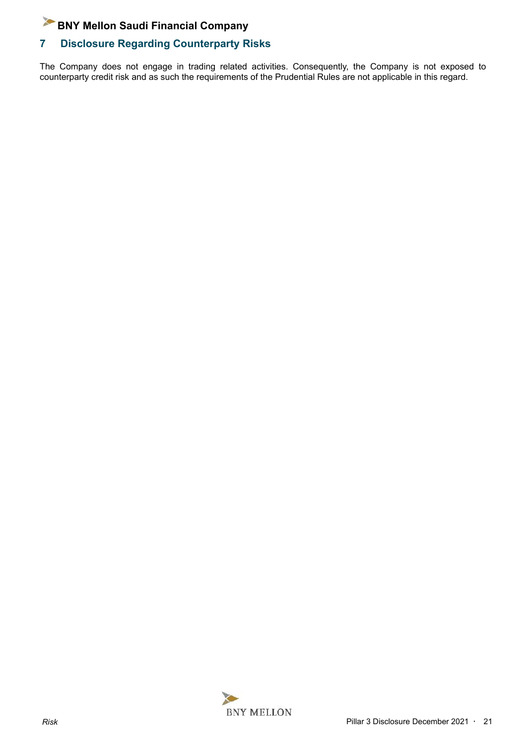## 7 Disclosure Regarding Counterparty Risks

The Company does not engage in trading related activities. Consequently, the Company is not exposed to counterparty credit risk and as such the requirements of the Prudential Rules are not applicable in this regard.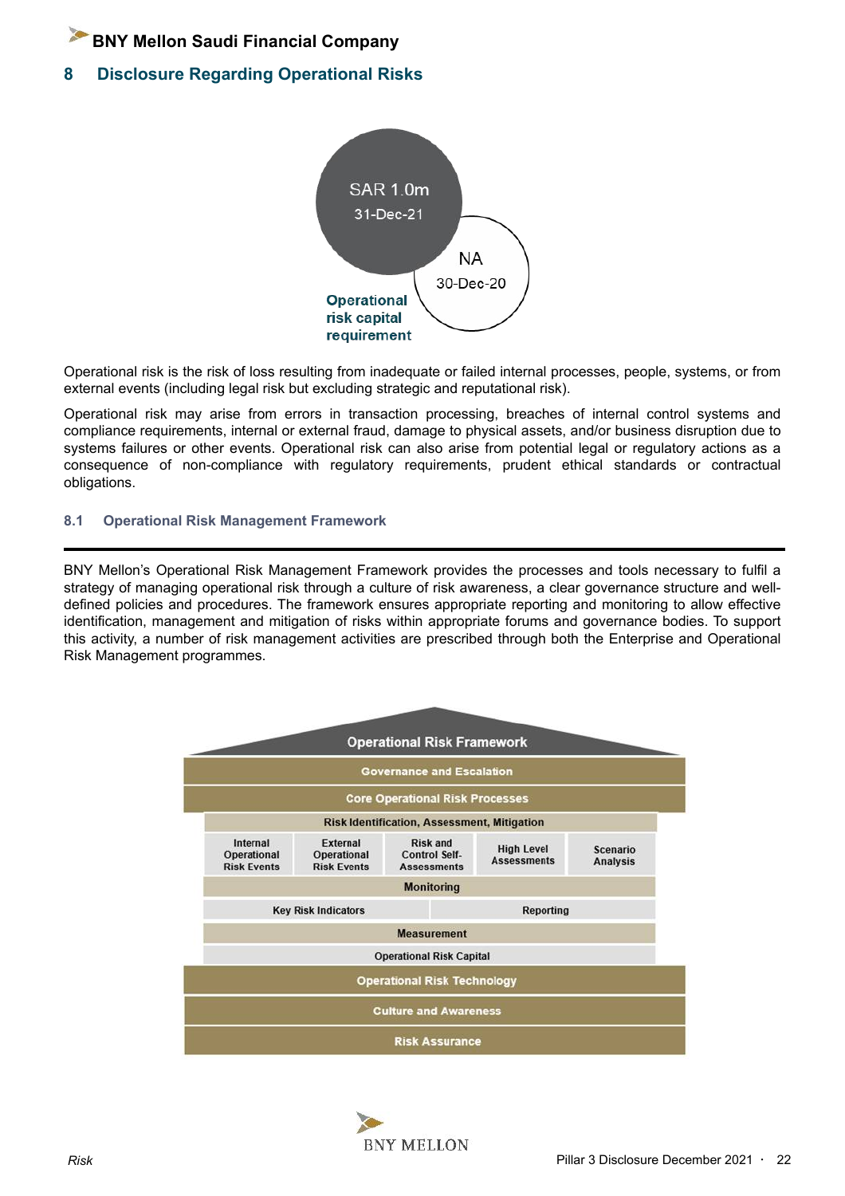# 8 Disclosure Regarding Operational Risks

SAR 1.0m
31-Dec-21

NA
30-Dec-20

Operational risk capital requirement

Operational risk is the risk of loss resulting from inadequate or failed internal processes, people, systems, or from external events (including legal risk but excluding strategic and reputational risk).

Operational risk may arise from errors in transaction processing, breaches of internal control systems and compliance requirements, internal or external fraud, damage to physical assets, and/or business disruption due to systems failures or other events. Operational risk can also arise from potential legal or regulatory actions as a consequence of non-compliance with regulatory requirements, prudent ethical standards or contractual obligations.

## 8.1 Operational Risk Management Framework

BNY Mellon's Operational Risk Management Framework provides the processes and tools necessary to fulfil a strategy of managing operational risk through a culture of risk awareness, a clear governance structure and well-defined policies and procedures. The framework ensures appropriate reporting and monitoring to allow effective identification, management and mitigation of risks within appropriate forums and governance bodies. To support this activity, a number of risk management activities are prescribed through both the Enterprise and Operational Risk Management programmes.

**Operational Risk Framework**

- Governance and Escalation
- Core Operational Risk Processes
  - Risk Identification, Assessment, Mitigation
    - Internal Operational Risk Events
    - External Operational Risk Events
    - Risk and Control Self-Assessments
    - High Level Assessments
    - Scenario Analysis
  - Monitoring
    - Key Risk Indicators
    - Reporting
  - Measurement
    - Operational Risk Capital
- Operational Risk Technology
- Culture and Awareness
- Risk Assurance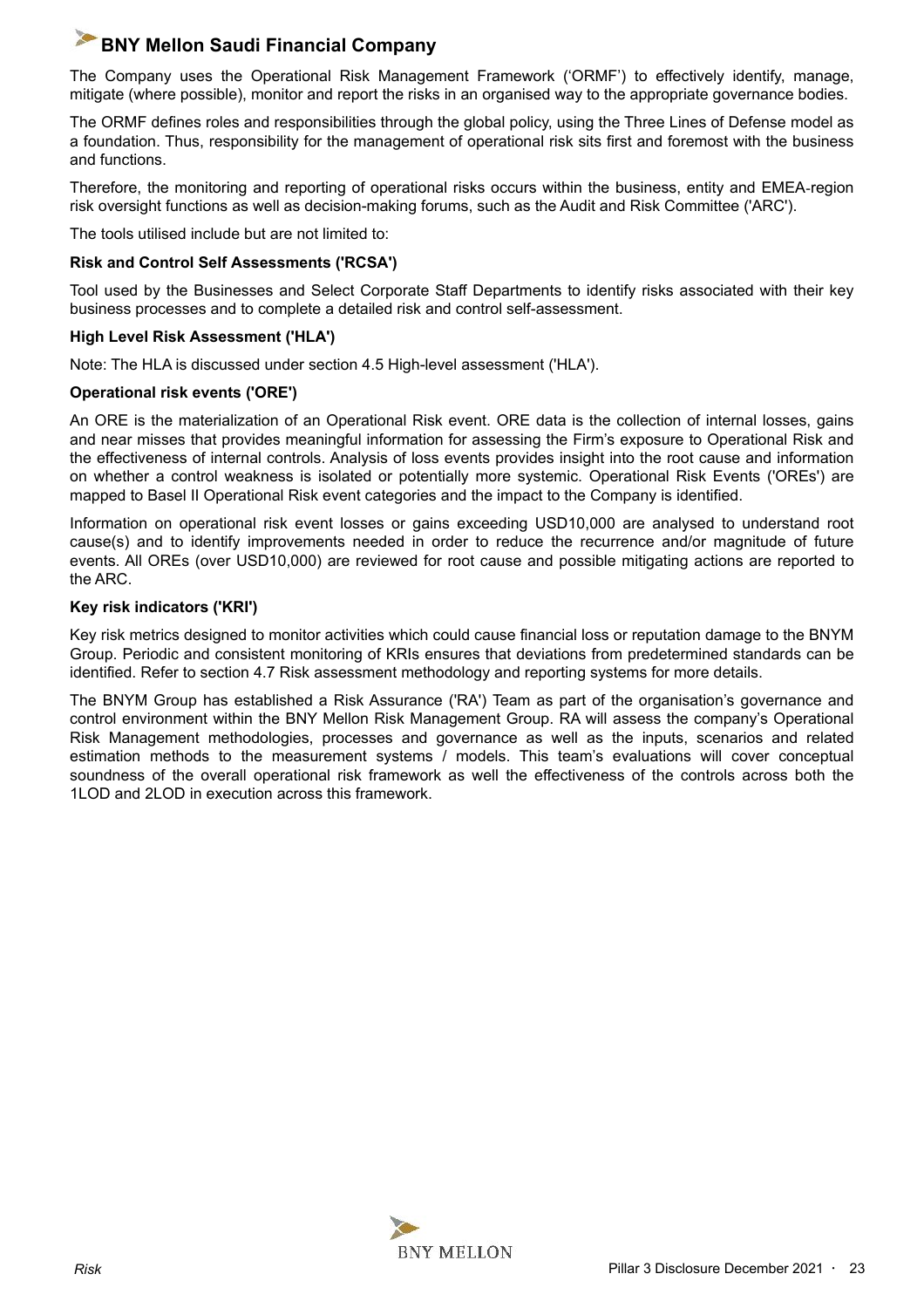The Company uses the Operational Risk Management Framework ('ORMF') to effectively identify, manage, mitigate (where possible), monitor and report the risks in an organised way to the appropriate governance bodies.

The ORMF defines roles and responsibilities through the global policy, using the Three Lines of Defense model as a foundation. Thus, responsibility for the management of operational risk sits first and foremost with the business and functions.

Therefore, the monitoring and reporting of operational risks occurs within the business, entity and EMEA-region risk oversight functions as well as decision-making forums, such as the Audit and Risk Committee ('ARC').

The tools utilised include but are not limited to:

**Risk and Control Self Assessments ('RCSA')**

Tool used by the Businesses and Select Corporate Staff Departments to identify risks associated with their key business processes and to complete a detailed risk and control self-assessment.

**High Level Risk Assessment ('HLA')**

Note: The HLA is discussed under section 4.5 High-level assessment ('HLA').

**Operational risk events ('ORE')**

An ORE is the materialization of an Operational Risk event. ORE data is the collection of internal losses, gains and near misses that provides meaningful information for assessing the Firm's exposure to Operational Risk and the effectiveness of internal controls. Analysis of loss events provides insight into the root cause and information on whether a control weakness is isolated or potentially more systemic. Operational Risk Events ('OREs') are mapped to Basel II Operational Risk event categories and the impact to the Company is identified.

Information on operational risk event losses or gains exceeding USD10,000 are analysed to understand root cause(s) and to identify improvements needed in order to reduce the recurrence and/or magnitude of future events. All OREs (over USD10,000) are reviewed for root cause and possible mitigating actions are reported to the ARC.

**Key risk indicators ('KRI')**

Key risk metrics designed to monitor activities which could cause financial loss or reputation damage to the BNYM Group. Periodic and consistent monitoring of KRIs ensures that deviations from predetermined standards can be identified. Refer to section 4.7 Risk assessment methodology and reporting systems for more details.

The BNYM Group has established a Risk Assurance ('RA') Team as part of the organisation's governance and control environment within the BNY Mellon Risk Management Group. RA will assess the company's Operational Risk Management methodologies, processes and governance as well as the inputs, scenarios and related estimation methods to the measurement systems / models. This team's evaluations will cover conceptual soundness of the overall operational risk framework as well the effectiveness of the controls across both the 1LOD and 2LOD in execution across this framework.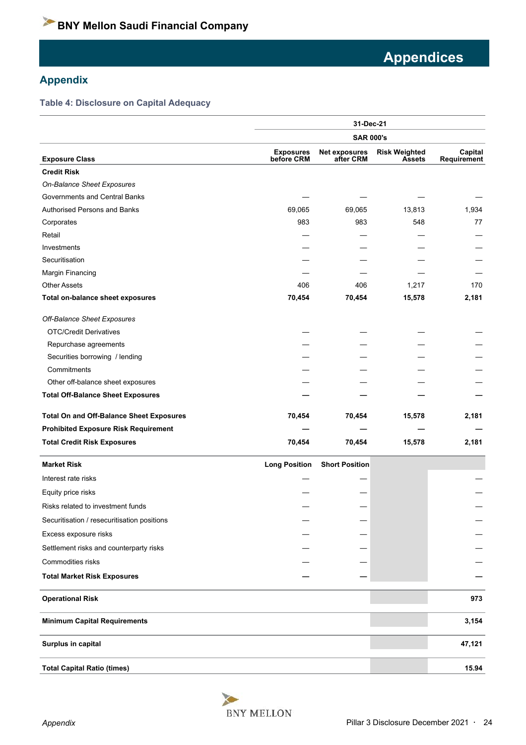# Appendices

## Appendix

### Table 4: Disclosure on Capital Adequacy

| | 31-Dec-21 | | | |
|---|---|---|---|---|
| | SAR 000's | | | |
| **Exposure Class** | **Exposures before CRM** | **Net exposures after CRM** | **Risk Weighted Assets** | **Capital Requirement** |
| **Credit Risk** | | | | |
| *On-Balance Sheet Exposures* | | | | |
| Governments and Central Banks | — | — | — | — |
| Authorised Persons and Banks | 69,065 | 69,065 | 13,813 | 1,934 |
| Corporates | 983 | 983 | 548 | 77 |
| Retail | — | — | — | — |
| Investments | — | — | — | — |
| Securitisation | — | — | — | — |
| Margin Financing | — | — | — | — |
| Other Assets | 406 | 406 | 1,217 | 170 |
| **Total on-balance sheet exposures** | **70,454** | **70,454** | **15,578** | **2,181** |
| *Off-Balance Sheet Exposures* | | | | |
| OTC/Credit Derivatives | — | — | — | — |
| Repurchase agreements | — | — | — | — |
| Securities borrowing / lending | — | — | — | — |
| Commitments | — | — | — | — |
| Other off-balance sheet exposures | — | — | — | — |
| **Total Off-Balance Sheet Exposures** | **—** | **—** | **—** | **—** |
| **Total On and Off-Balance Sheet Exposures** | **70,454** | **70,454** | **15,578** | **2,181** |
| **Prohibited Exposure Risk Requirement** | **—** | **—** | **—** | **—** |
| **Total Credit Risk Exposures** | **70,454** | **70,454** | **15,578** | **2,181** |
| **Market Risk** | **Long Position** | **Short Position** | | |
| Interest rate risks | — | — | | — |
| Equity price risks | — | — | | — |
| Risks related to investment funds | — | — | | — |
| Securitisation / resecuritisation positions | — | — | | — |
| Excess exposure risks | — | — | | — |
| Settlement risks and counterparty risks | — | — | | — |
| Commodities risks | — | — | | — |
| **Total Market Risk Exposures** | **—** | **—** | | **—** |
| **Operational Risk** | | | | **973** |
| **Minimum Capital Requirements** | | | | **3,154** |
| **Surplus in capital** | | | | **47,121** |
| **Total Capital Ratio (times)** | | | | **15.94** |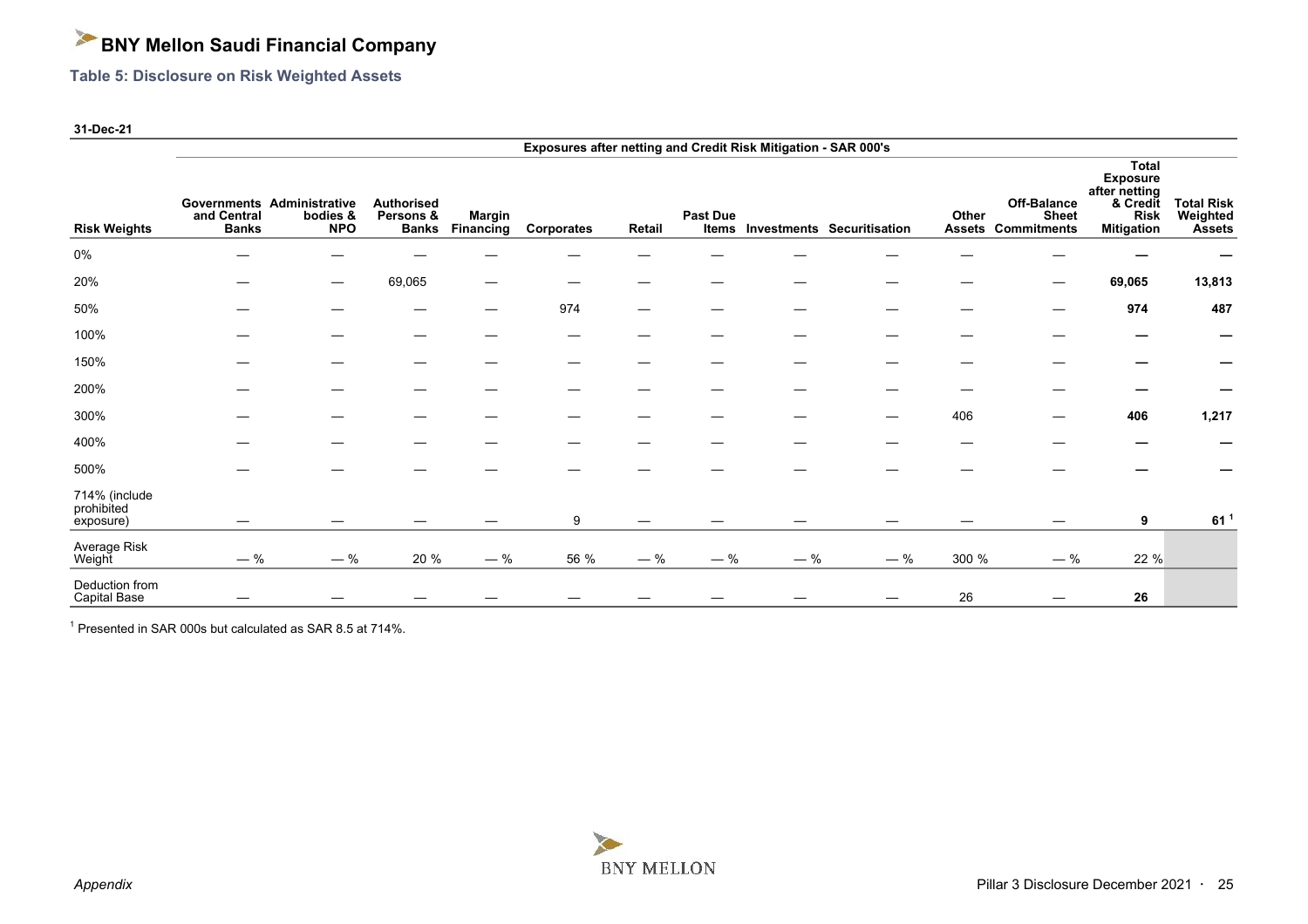# BNY Mellon Saudi Financial Company

## Table 5: Disclosure on Risk Weighted Assets

**31-Dec-21**

| | Exposures after netting and Credit Risk Mitigation - SAR 000's | | | | | | | | | | | | |
|---|---|---|---|---|---|---|---|---|---|---|---|---|---|
| **Risk Weights** | **Governments and Central Banks** | **Administrative bodies & NPO** | **Authorised Persons & Banks** | **Margin Financing** | **Corporates** | **Retail** | **Past Due Items** | **Investments** | **Securitisation** | **Other Assets** | **Off-Balance Sheet Commitments** | **Total Exposure after netting & Credit Risk Mitigation** | **Total Risk Weighted Assets** |
| 0% | — | — | — | — | — | — | — | — | — | — | — | **—** | **—** |
| 20% | — | — | 69,065 | — | — | — | — | — | — | — | — | **69,065** | **13,813** |
| 50% | — | — | — | — | 974 | — | — | — | — | — | — | **974** | **487** |
| 100% | — | — | — | — | — | — | — | — | — | — | — | **—** | **—** |
| 150% | — | — | — | — | — | — | — | — | — | — | — | **—** | **—** |
| 200% | — | — | — | — | — | — | — | — | — | — | — | **—** | **—** |
| 300% | — | — | — | — | — | — | — | — | — | 406 | — | **406** | **1,217** |
| 400% | — | — | — | — | — | — | — | — | — | — | — | **—** | **—** |
| 500% | — | — | — | — | — | — | — | — | — | — | — | **—** | **—** |
| 714% (include prohibited exposure) | — | — | — | — | 9 | — | — | — | — | — | — | **9** | **61** [1] |
| Average Risk Weight | — % | — % | 20 % | — % | 56 % | — % | — % | — % | — % | 300 % | — % | 22 % | |
| Deduction from Capital Base | — | — | — | — | — | — | — | — | — | 26 | — | **26** | |

[1] Presented in SAR 000s but calculated as SAR 8.5 at 714%.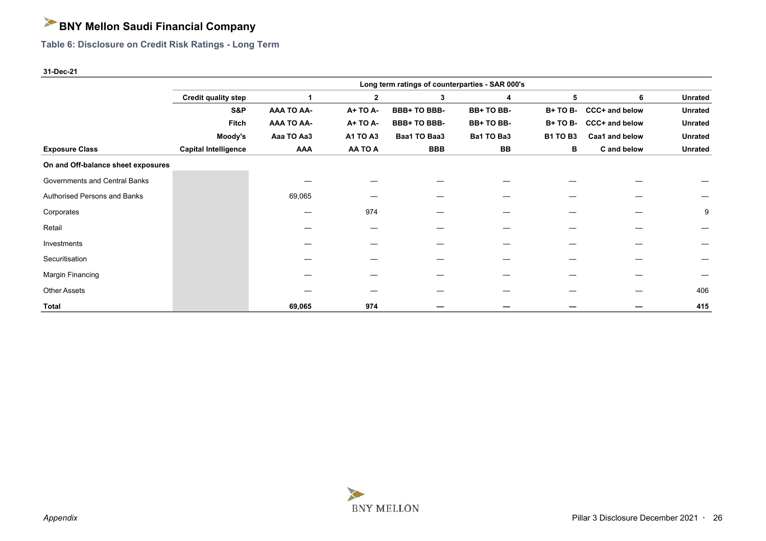# BNY Mellon Saudi Financial Company

## Table 6: Disclosure on Credit Risk Ratings - Long Term

**31-Dec-21**

| | | Long term ratings of counterparties - SAR 000's | | | | | | |
|---|---|---|---|---|---|---|---|---|
| | **Credit quality step** | **1** | **2** | **3** | **4** | **5** | **6** | **Unrated** |
| | **S&P** | **AAA TO AA-** | **A+ TO A-** | **BBB+ TO BBB-** | **BB+ TO BB-** | **B+ TO B-** | **CCC+ and below** | **Unrated** |
| | **Fitch** | **AAA TO AA-** | **A+ TO A-** | **BBB+ TO BBB-** | **BB+ TO BB-** | **B+ TO B-** | **CCC+ and below** | **Unrated** |
| | **Moody's** | **Aaa TO Aa3** | **A1 TO A3** | **Baa1 TO Baa3** | **Ba1 TO Ba3** | **B1 TO B3** | **Caa1 and below** | **Unrated** |
| **Exposure Class** | **Capital Intelligence** | **AAA** | **AA TO A** | **BBB** | **BB** | **B** | **C and below** | **Unrated** |
| **On and Off-balance sheet exposures** | | | | | | | | |
| Governments and Central Banks | | — | — | — | — | — | — | — |
| Authorised Persons and Banks | | 69,065 | — | — | — | — | — | — |
| Corporates | | — | 974 | — | — | — | — | 9 |
| Retail | | — | — | — | — | — | — | — |
| Investments | | — | — | — | — | — | — | — |
| Securitisation | | — | — | — | — | — | — | — |
| Margin Financing | | — | — | — | — | — | — | — |
| Other Assets | | — | — | — | — | — | — | 406 |
| **Total** | | **69,065** | **974** | **—** | **—** | **—** | **—** | **415** |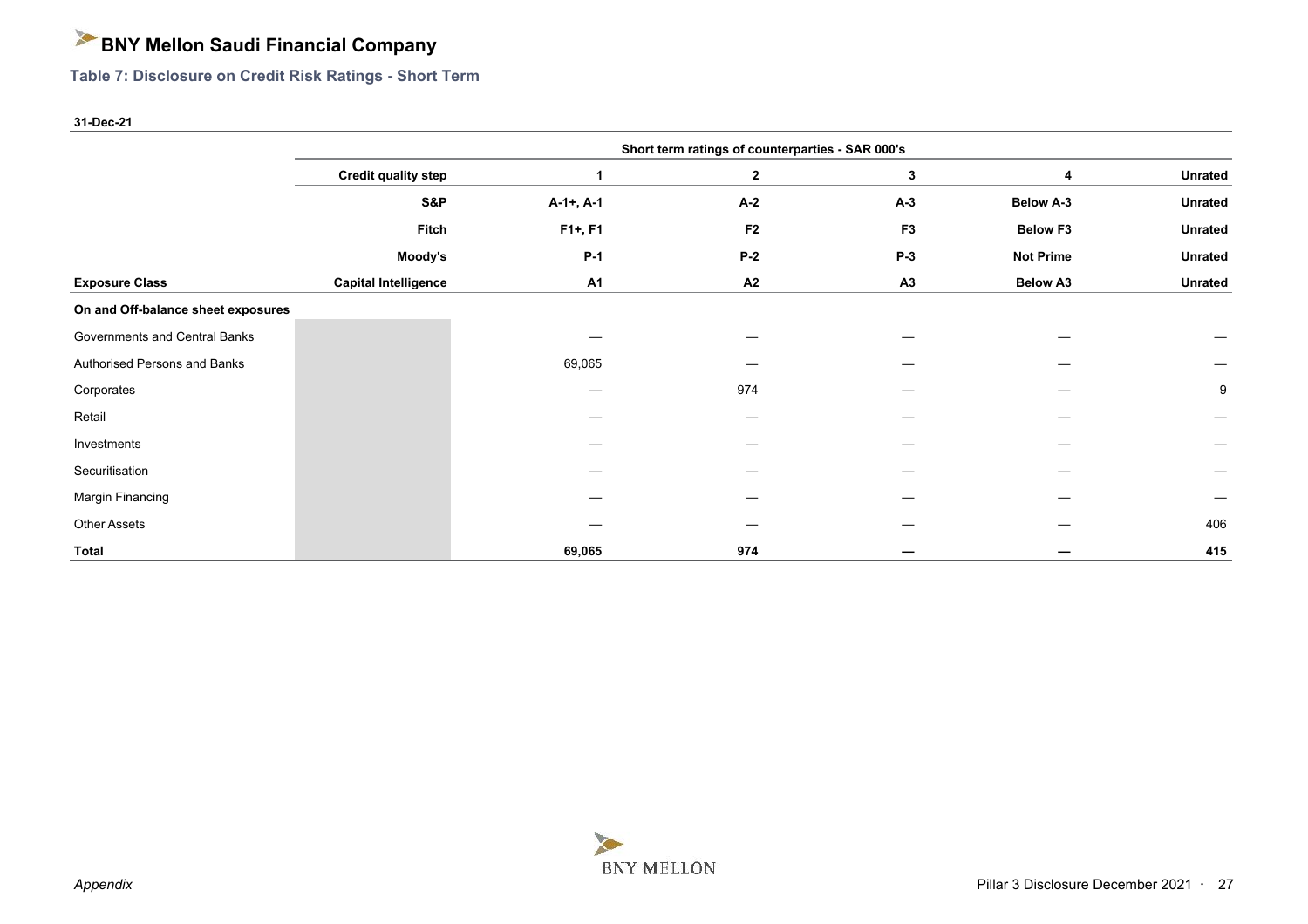# BNY Mellon Saudi Financial Company

## Table 7: Disclosure on Credit Risk Ratings - Short Term

**31-Dec-21**

| | Short term ratings of counterparties - SAR 000's | | | | | |
|---|---|---|---|---|---|---|
| | **Credit quality step** | **1** | **2** | **3** | **4** | **Unrated** |
| | **S&P** | **A-1+, A-1** | **A-2** | **A-3** | **Below A-3** | **Unrated** |
| | **Fitch** | **F1+, F1** | **F2** | **F3** | **Below F3** | **Unrated** |
| | **Moody's** | **P-1** | **P-2** | **P-3** | **Not Prime** | **Unrated** |
| **Exposure Class** | **Capital Intelligence** | **A1** | **A2** | **A3** | **Below A3** | **Unrated** |
| **On and Off-balance sheet exposures** | | | | | | |
| Governments and Central Banks | | — | — | — | — | — |
| Authorised Persons and Banks | | 69,065 | — | — | — | — |
| Corporates | | — | 974 | — | — | 9 |
| Retail | | — | — | — | — | — |
| Investments | | — | — | — | — | — |
| Securitisation | | — | — | — | — | — |
| Margin Financing | | — | — | — | — | — |
| Other Assets | | — | — | — | — | 406 |
| **Total** | | **69,065** | **974** | **—** | **—** | **415** |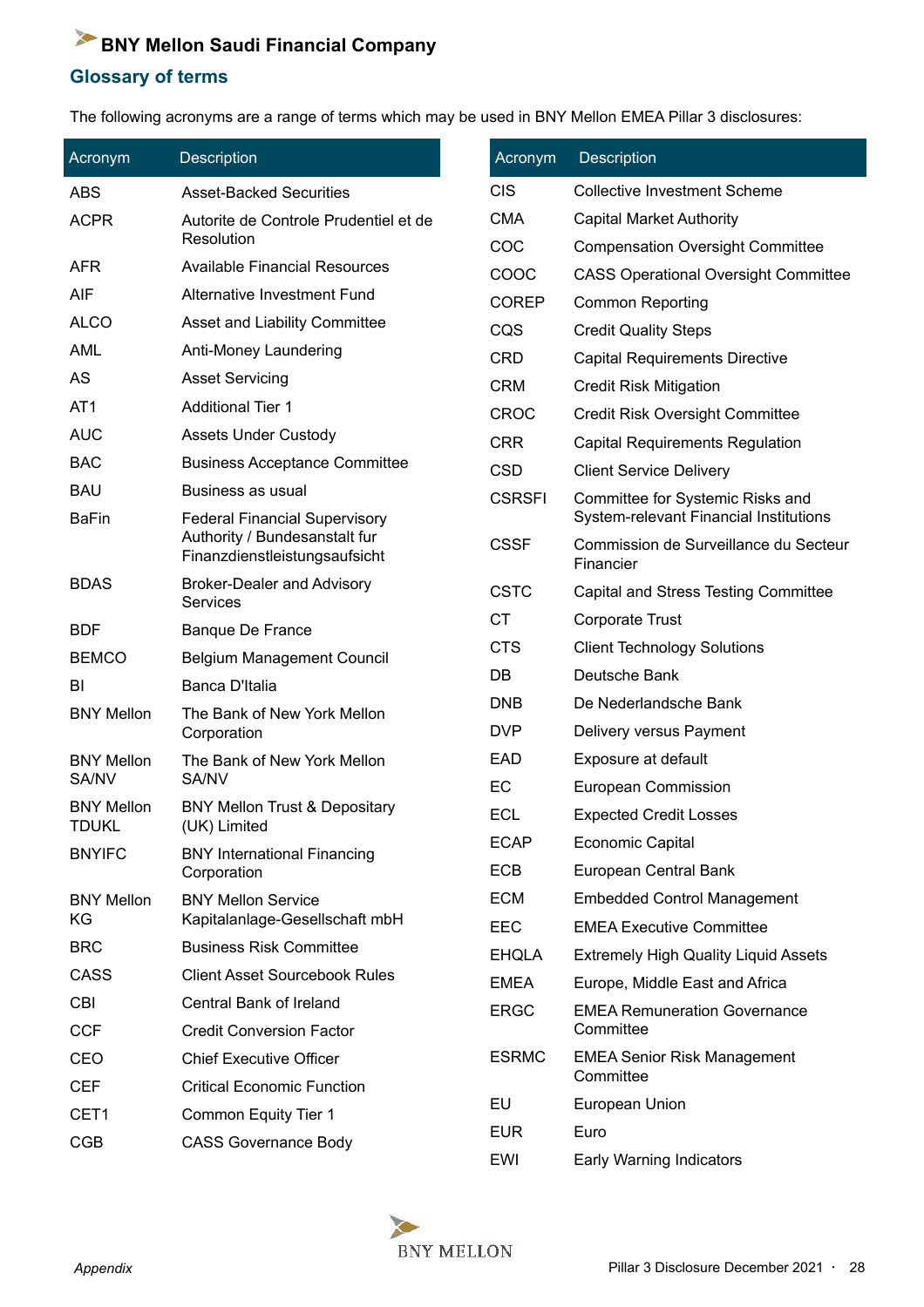# BNY Mellon Saudi Financial Company

## Glossary of terms

The following acronyms are a range of terms which may be used in BNY Mellon EMEA Pillar 3 disclosures:

| Acronym | Description |
|---|---|
| ABS | Asset-Backed Securities |
| ACPR | Autorite de Controle Prudentiel et de Resolution |
| AFR | Available Financial Resources |
| AIF | Alternative Investment Fund |
| ALCO | Asset and Liability Committee |
| AML | Anti-Money Laundering |
| AS | Asset Servicing |
| AT1 | Additional Tier 1 |
| AUC | Assets Under Custody |
| BAC | Business Acceptance Committee |
| BAU | Business as usual |
| BaFin | Federal Financial Supervisory Authority / Bundesanstalt fur Finanzdienstleistungsaufsicht |
| BDAS | Broker-Dealer and Advisory Services |
| BDF | Banque De France |
| BEMCO | Belgium Management Council |
| BI | Banca D'Italia |
| BNY Mellon | The Bank of New York Mellon Corporation |
| BNY Mellon SA/NV | The Bank of New York Mellon SA/NV |
| BNY Mellon TDUKL | BNY Mellon Trust & Depositary (UK) Limited |
| BNYIFC | BNY International Financing Corporation |
| BNY Mellon KG | BNY Mellon Service Kapitalanlage-Gesellschaft mbH |
| BRC | Business Risk Committee |
| CASS | Client Asset Sourcebook Rules |
| CBI | Central Bank of Ireland |
| CCF | Credit Conversion Factor |
| CEO | Chief Executive Officer |
| CEF | Critical Economic Function |
| CET1 | Common Equity Tier 1 |
| CGB | CASS Governance Body |
| CIS | Collective Investment Scheme |
| CMA | Capital Market Authority |
| COC | Compensation Oversight Committee |
| COOC | CASS Operational Oversight Committee |
| COREP | Common Reporting |
| CQS | Credit Quality Steps |
| CRD | Capital Requirements Directive |
| CRM | Credit Risk Mitigation |
| CROC | Credit Risk Oversight Committee |
| CRR | Capital Requirements Regulation |
| CSD | Client Service Delivery |
| CSRSFI | Committee for Systemic Risks and System-relevant Financial Institutions |
| CSSF | Commission de Surveillance du Secteur Financier |
| CSTC | Capital and Stress Testing Committee |
| CT | Corporate Trust |
| CTS | Client Technology Solutions |
| DB | Deutsche Bank |
| DNB | De Nederlandsche Bank |
| DVP | Delivery versus Payment |
| EAD | Exposure at default |
| EC | European Commission |
| ECL | Expected Credit Losses |
| ECAP | Economic Capital |
| ECB | European Central Bank |
| ECM | Embedded Control Management |
| EEC | EMEA Executive Committee |
| EHQLA | Extremely High Quality Liquid Assets |
| EMEA | Europe, Middle East and Africa |
| ERGC | EMEA Remuneration Governance Committee |
| ESRMC | EMEA Senior Risk Management Committee |
| EU | European Union |
| EUR | Euro |
| EWI | Early Warning Indicators |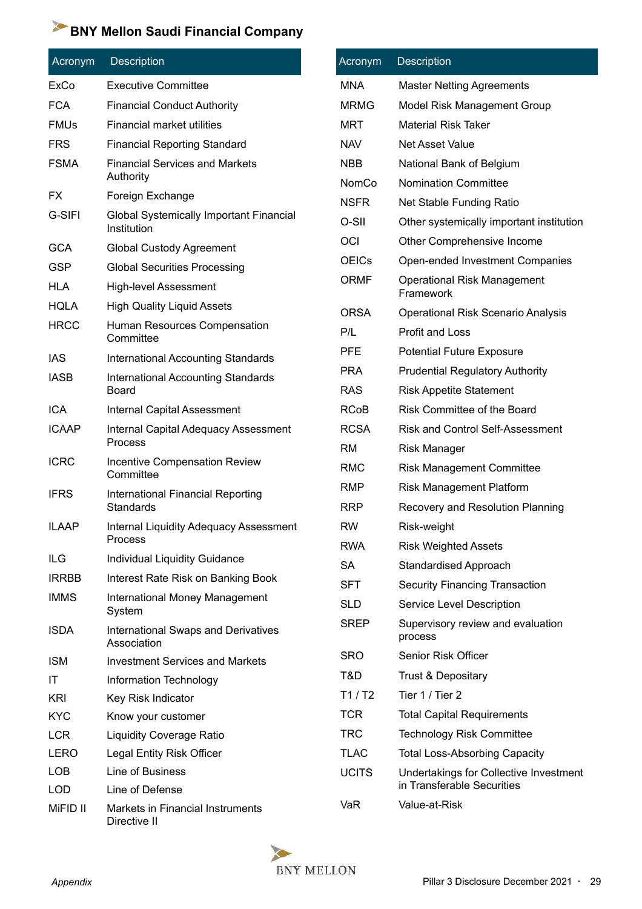| Acronym | Description |
| --- | --- |
| ExCo | Executive Committee |
| FCA | Financial Conduct Authority |
| FMUs | Financial market utilities |
| FRS | Financial Reporting Standard |
| FSMA | Financial Services and Markets Authority |
| FX | Foreign Exchange |
| G-SIFI | Global Systemically Important Financial Institution |
| GCA | Global Custody Agreement |
| GSP | Global Securities Processing |
| HLA | High-level Assessment |
| HQLA | High Quality Liquid Assets |
| HRCC | Human Resources Compensation Committee |
| IAS | International Accounting Standards |
| IASB | International Accounting Standards Board |
| ICA | Internal Capital Assessment |
| ICAAP | Internal Capital Adequacy Assessment Process |
| ICRC | Incentive Compensation Review Committee |
| IFRS | International Financial Reporting Standards |
| ILAAP | Internal Liquidity Adequacy Assessment Process |
| ILG | Individual Liquidity Guidance |
| IRRBB | Interest Rate Risk on Banking Book |
| IMMS | International Money Management System |
| ISDA | International Swaps and Derivatives Association |
| ISM | Investment Services and Markets |
| IT | Information Technology |
| KRI | Key Risk Indicator |
| KYC | Know your customer |
| LCR | Liquidity Coverage Ratio |
| LERO | Legal Entity Risk Officer |
| LOB | Line of Business |
| LOD | Line of Defense |
| MiFID II | Markets in Financial Instruments Directive II |
| MNA | Master Netting Agreements |
| MRMG | Model Risk Management Group |
| MRT | Material Risk Taker |
| NAV | Net Asset Value |
| NBB | National Bank of Belgium |
| NomCo | Nomination Committee |
| NSFR | Net Stable Funding Ratio |
| O-SII | Other systemically important institution |
| OCI | Other Comprehensive Income |
| OEICs | Open-ended Investment Companies |
| ORMF | Operational Risk Management Framework |
| ORSA | Operational Risk Scenario Analysis |
| P/L | Profit and Loss |
| PFE | Potential Future Exposure |
| PRA | Prudential Regulatory Authority |
| RAS | Risk Appetite Statement |
| RCoB | Risk Committee of the Board |
| RCSA | Risk and Control Self-Assessment |
| RM | Risk Manager |
| RMC | Risk Management Committee |
| RMP | Risk Management Platform |
| RRP | Recovery and Resolution Planning |
| RW | Risk-weight |
| RWA | Risk Weighted Assets |
| SA | Standardised Approach |
| SFT | Security Financing Transaction |
| SLD | Service Level Description |
| SREP | Supervisory review and evaluation process |
| SRO | Senior Risk Officer |
| T&D | Trust & Depositary |
| T1 / T2 | Tier 1 / Tier 2 |
| TCR | Total Capital Requirements |
| TRC | Technology Risk Committee |
| TLAC | Total Loss-Absorbing Capacity |
| UCITS | Undertakings for Collective Investment in Transferable Securities |
| VaR | Value-at-Risk |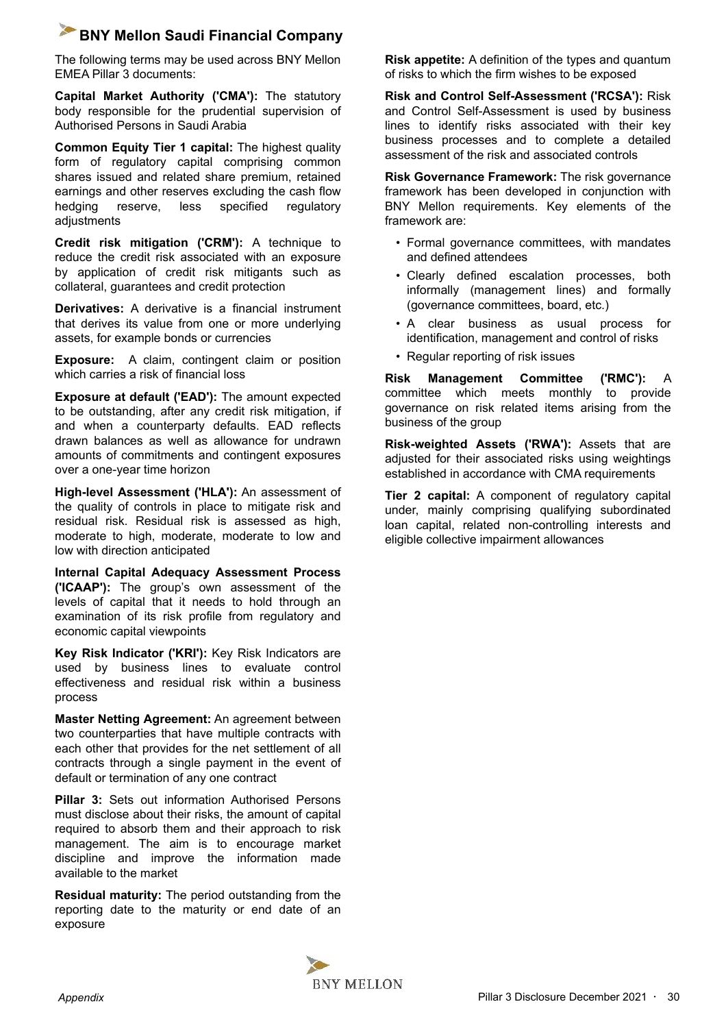# BNY Mellon Saudi Financial Company

The following terms may be used across BNY Mellon EMEA Pillar 3 documents:

**Capital Market Authority ('CMA'):** The statutory body responsible for the prudential supervision of Authorised Persons in Saudi Arabia

**Common Equity Tier 1 capital:** The highest quality form of regulatory capital comprising common shares issued and related share premium, retained earnings and other reserves excluding the cash flow hedging reserve, less specified regulatory adjustments

**Credit risk mitigation ('CRM'):** A technique to reduce the credit risk associated with an exposure by application of credit risk mitigants such as collateral, guarantees and credit protection

**Derivatives:** A derivative is a financial instrument that derives its value from one or more underlying assets, for example bonds or currencies

**Exposure:** A claim, contingent claim or position which carries a risk of financial loss

**Exposure at default ('EAD'):** The amount expected to be outstanding, after any credit risk mitigation, if and when a counterparty defaults. EAD reflects drawn balances as well as allowance for undrawn amounts of commitments and contingent exposures over a one-year time horizon

**High-level Assessment ('HLA'):** An assessment of the quality of controls in place to mitigate risk and residual risk. Residual risk is assessed as high, moderate to high, moderate, moderate to low and low with direction anticipated

**Internal Capital Adequacy Assessment Process ('ICAAP'):** The group's own assessment of the levels of capital that it needs to hold through an examination of its risk profile from regulatory and economic capital viewpoints

**Key Risk Indicator ('KRI'):** Key Risk Indicators are used by business lines to evaluate control effectiveness and residual risk within a business process

**Master Netting Agreement:** An agreement between two counterparties that have multiple contracts with each other that provides for the net settlement of all contracts through a single payment in the event of default or termination of any one contract

**Pillar 3:** Sets out information Authorised Persons must disclose about their risks, the amount of capital required to absorb them and their approach to risk management. The aim is to encourage market discipline and improve the information made available to the market

**Residual maturity:** The period outstanding from the reporting date to the maturity or end date of an exposure

**Risk appetite:** A definition of the types and quantum of risks to which the firm wishes to be exposed

**Risk and Control Self-Assessment ('RCSA'):** Risk and Control Self-Assessment is used by business lines to identify risks associated with their key business processes and to complete a detailed assessment of the risk and associated controls

**Risk Governance Framework:** The risk governance framework has been developed in conjunction with BNY Mellon requirements. Key elements of the framework are:

- Formal governance committees, with mandates and defined attendees
- Clearly defined escalation processes, both informally (management lines) and formally (governance committees, board, etc.)
- A clear business as usual process for identification, management and control of risks
- Regular reporting of risk issues

**Risk Management Committee ('RMC'):** A committee which meets monthly to provide governance on risk related items arising from the business of the group

**Risk-weighted Assets ('RWA'):** Assets that are adjusted for their associated risks using weightings established in accordance with CMA requirements

**Tier 2 capital:** A component of regulatory capital under, mainly comprising qualifying subordinated loan capital, related non-controlling interests and eligible collective impairment allowances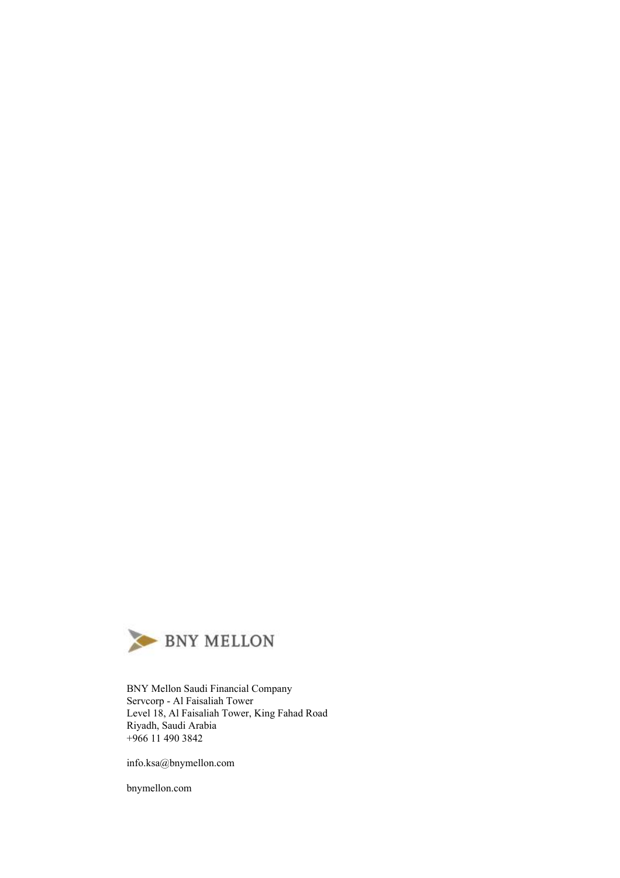BNY MELLON

BNY Mellon Saudi Financial Company
Servcorp - Al Faisaliah Tower
Level 18, Al Faisaliah Tower, King Fahad Road
Riyadh, Saudi Arabia
+966 11 490 3842

info.ksa@bnymellon.com

bnymellon.com